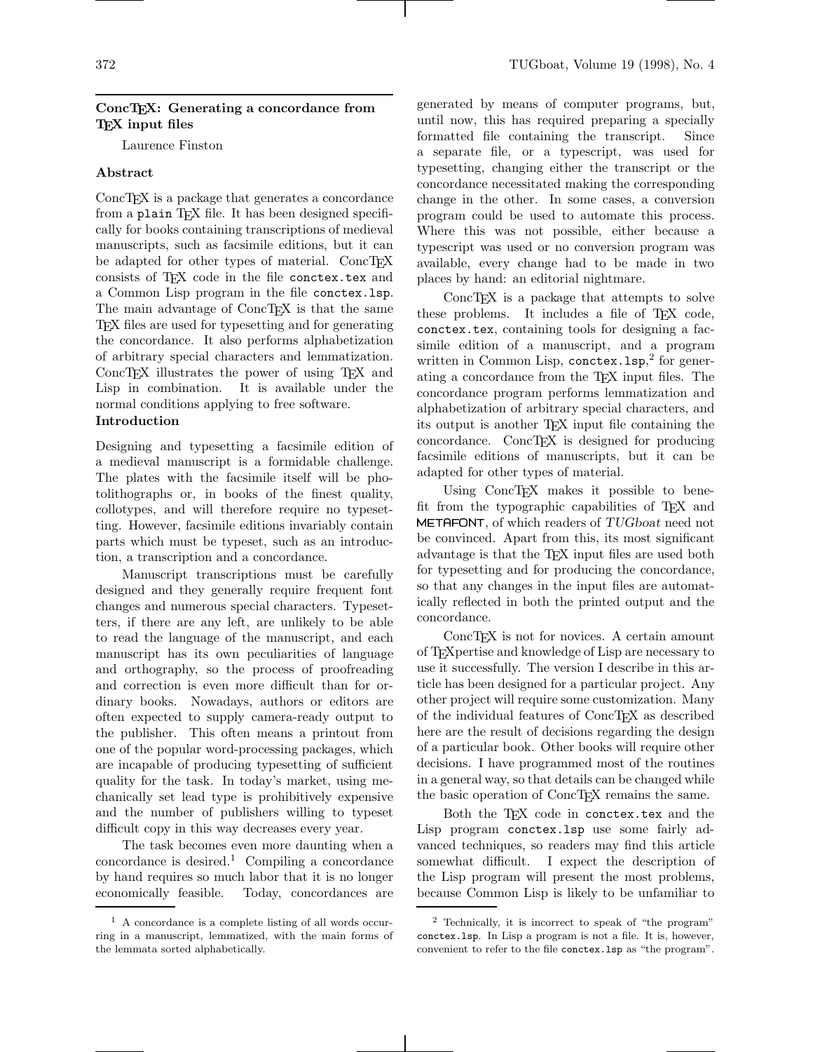## ConcTEX: Generating a concordance from TEX input files

Laurence Finston

### Abstract

ConcTEX is a package that generates a concordance from a `plain` TEX file. It has been designed specifically for books containing transcriptions of medieval manuscripts, such as facsimile editions, but it can be adapted for other types of material. ConcTEX consists of TEX code in the file `conctex.tex` and a Common Lisp program in the file `conctex.lsp`. The main advantage of ConcTEX is that the same TEX files are used for typesetting and for generating the concordance. It also performs alphabetization of arbitrary special characters and lemmatization. ConcTEX illustrates the power of using TEX and Lisp in combination. It is available under the normal conditions applying to free software.

### Introduction

Designing and typesetting a facsimile edition of a medieval manuscript is a formidable challenge. The plates with the facsimile itself will be photolithographs or, in books of the finest quality, collotypes, and will therefore require no typesetting. However, facsimile editions invariably contain parts which must be typeset, such as an introduction, a transcription and a concordance.

Manuscript transcriptions must be carefully designed and they generally require frequent font changes and numerous special characters. Typesetters, if there are any left, are unlikely to be able to read the language of the manuscript, and each manuscript has its own peculiarities of language and orthography, so the process of proofreading and correction is even more difficult than for ordinary books. Nowadays, authors or editors are often expected to supply camera-ready output to the publisher. This often means a printout from one of the popular word-processing packages, which are incapable of producing typesetting of sufficient quality for the task. In today's market, using mechanically set lead type is prohibitively expensive and the number of publishers willing to typeset difficult copy in this way decreases every year.

The task becomes even more daunting when a concordance is desired.[1] Compiling a concordance by hand requires so much labor that it is no longer economically feasible. Today, concordances are generated by means of computer programs, but, until now, this has required preparing a specially formatted file containing the transcript. Since a separate file, or a typescript, was used for typesetting, changing either the transcript or the concordance necessitated making the corresponding change in the other. In some cases, a conversion program could be used to automate this process. Where this was not possible, either because a typescript was used or no conversion program was available, every change had to be made in two places by hand: an editorial nightmare.

ConcTEX is a package that attempts to solve these problems. It includes a file of TEX code, `conctex.tex`, containing tools for designing a facsimile edition of a manuscript, and a program written in Common Lisp, `conctex.lsp`,[2] for generating a concordance from the TEX input files. The concordance program performs lemmatization and alphabetization of arbitrary special characters, and its output is another TEX input file containing the concordance. ConcTEX is designed for producing facsimile editions of manuscripts, but it can be adapted for other types of material.

Using ConcTEX makes it possible to benefit from the typographic capabilities of TEX and METAFONT, of which readers of *TUGboat* need not be convinced. Apart from this, its most significant advantage is that the TEX input files are used both for typesetting and for producing the concordance, so that any changes in the input files are automatically reflected in both the printed output and the concordance.

ConcTEX is not for novices. A certain amount of TEXpertise and knowledge of Lisp are necessary to use it successfully. The version I describe in this article has been designed for a particular project. Any other project will require some customization. Many of the individual features of ConcTEX as described here are the result of decisions regarding the design of a particular book. Other books will require other decisions. I have programmed most of the routines in a general way, so that details can be changed while the basic operation of ConcTEX remains the same.

Both the TEX code in `conctex.tex` and the Lisp program `conctex.lsp` use some fairly advanced techniques, so readers may find this article somewhat difficult. I expect the description of the Lisp program will present the most problems, because Common Lisp is likely to be unfamiliar to

---

[1] A concordance is a complete listing of all words occurring in a manuscript, lemmatized, with the main forms of the lemmata sorted alphabetically.

[2] Technically, it is incorrect to speak of "the program" `conctex.lsp`. In Lisp a program is not a file. It is, however, convenient to refer to the file `conctex.lsp` as "the program".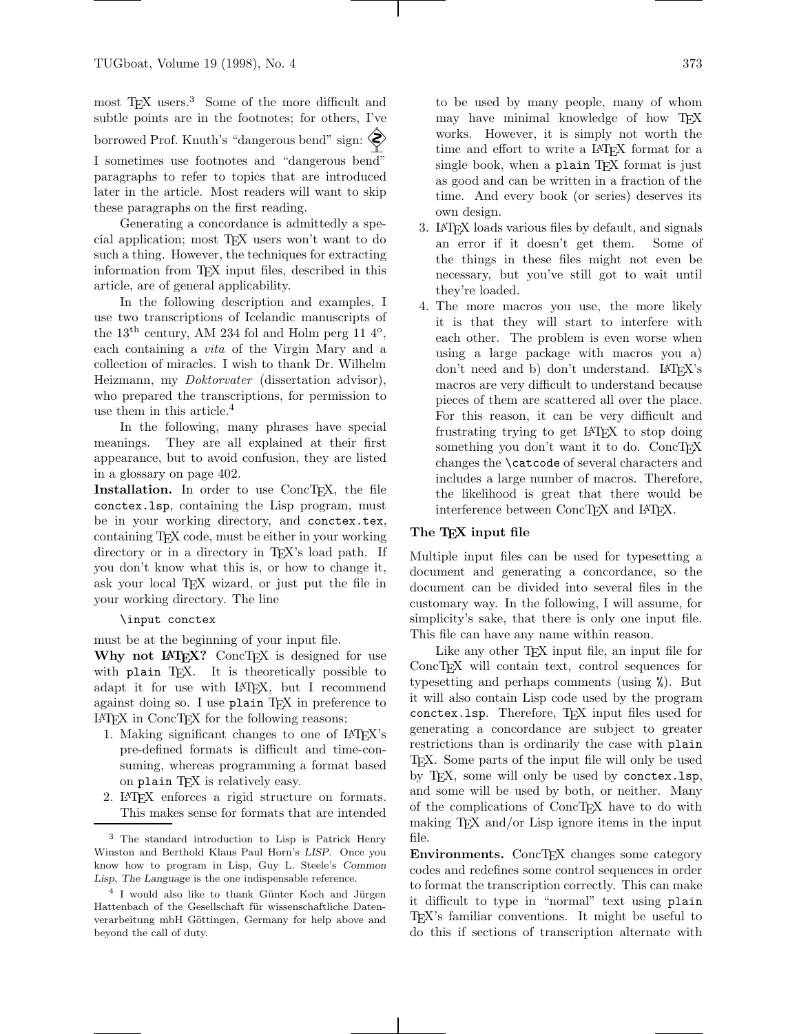most TeX users.[3] Some of the more difficult and subtle points are in the footnotes; for others, I've borrowed Prof. Knuth's "dangerous bend" sign: ☡ I sometimes use footnotes and "dangerous bend" paragraphs to refer to topics that are introduced later in the article. Most readers will want to skip these paragraphs on the first reading.

Generating a concordance is admittedly a special application; most TeX users won't want to do such a thing. However, the techniques for extracting information from TeX input files, described in this article, are of general applicability.

In the following description and examples, I use two transcriptions of Icelandic manuscripts of the 13th century, AM 234 fol and Holm perg 11 4°, each containing a *vita* of the Virgin Mary and a collection of miracles. I wish to thank Dr. Wilhelm Heizmann, my *Doktorvater* (dissertation advisor), who prepared the transcriptions, for permission to use them in this article.[4]

In the following, many phrases have special meanings. They are all explained at their first appearance, but to avoid confusion, they are listed in a glossary on page 402.

**Installation.** In order to use ConcTeX, the file `conctex.lsp`, containing the Lisp program, must be in your working directory, and `conctex.tex`, containing TeX code, must be either in your working directory or in a directory in TeX's load path. If you don't know what this is, or how to change it, ask your local TeX wizard, or just put the file in your working directory. The line

```
\input conctex
```

must be at the beginning of your input file.

**Why not LaTeX?** ConcTeX is designed for use with `plain` TeX. It is theoretically possible to adapt it for use with LaTeX, but I recommend against doing so. I use `plain` TeX in preference to LaTeX in ConcTeX for the following reasons:

1. Making significant changes to one of LaTeX's pre-defined formats is difficult and time-consuming, whereas programming a format based on `plain` TeX is relatively easy.
2. LaTeX enforces a rigid structure on formats. This makes sense for formats that are intended to be used by many people, many of whom may have minimal knowledge of how TeX works. However, it is simply not worth the time and effort to write a LaTeX format for a single book, when a `plain` TeX format is just as good and can be written in a fraction of the time. And every book (or series) deserves its own design.
3. LaTeX loads various files by default, and signals an error if it doesn't get them. Some of the things in these files might not even be necessary, but you've still got to wait until they're loaded.
4. The more macros you use, the more likely it is that they will start to interfere with each other. The problem is even worse when using a large package with macros you a) don't need and b) don't understand. LaTeX's macros are very difficult to understand because pieces of them are scattered all over the place. For this reason, it can be very difficult and frustrating trying to get LaTeX to stop doing something you don't want it to do. ConcTeX changes the `\catcode` of several characters and includes a large number of macros. Therefore, the likelihood is great that there would be interference between ConcTeX and LaTeX.

## The TeX input file

Multiple input files can be used for typesetting a document and generating a concordance, so the document can be divided into several files in the customary way. In the following, I will assume, for simplicity's sake, that there is only one input file. This file can have any name within reason.

Like any other TeX input file, an input file for ConcTeX will contain text, control sequences for typesetting and perhaps comments (using `%`). But it will also contain Lisp code used by the program `conctex.lsp`. Therefore, TeX input files used for generating a concordance are subject to greater restrictions than is ordinarily the case with `plain` TeX. Some parts of the input file will only be used by TeX, some will only be used by `conctex.lsp`, and some will be used by both, or neither. Many of the complications of ConcTeX have to do with making TeX and/or Lisp ignore items in the input file.

**Environments.** ConcTeX changes some category codes and redefines some control sequences in order to format the transcription correctly. This can make it difficult to type in "normal" text using `plain` TeX's familiar conventions. It might be useful to do this if sections of transcription alternate with

---

[3] The standard introduction to Lisp is Patrick Henry Winston and Berthold Klaus Paul Horn's *LISP*. Once you know how to program in Lisp, Guy L. Steele's *Common Lisp, The Language* is the one indispensable reference.

[4] I would also like to thank Günter Koch and Jürgen Hattenbach of the Gesellschaft für wissenschaftliche Datenverarbeitung mbH Göttingen, Germany for help above and beyond the call of duty.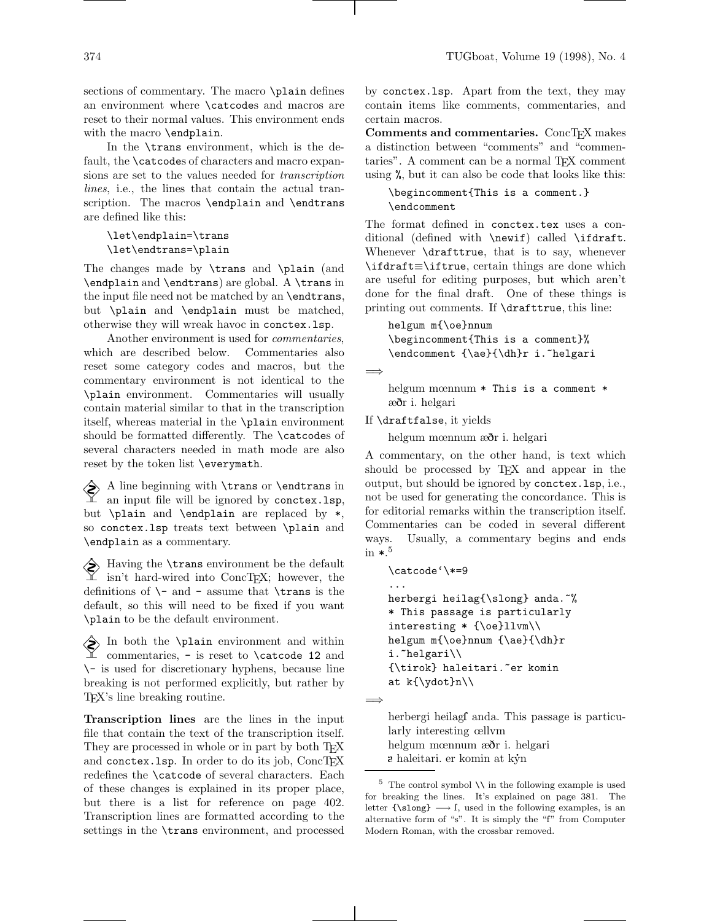sections of commentary. The macro `\plain` defines an environment where `\catcode`s and macros are reset to their normal values. This environment ends with the macro `\endplain`.

In the `\trans` environment, which is the default, the `\catcode`s of characters and macro expansions are set to the values needed for *transcription lines*, i.e., the lines that contain the actual transcription. The macros `\endplain` and `\endtrans` are defined like this:

```
\let\endplain=\trans
\let\endtrans=\plain
```

The changes made by `\trans` and `\plain` (and `\endplain` and `\endtrans`) are global. A `\trans` in the input file need not be matched by an `\endtrans`, but `\plain` and `\endplain` must be matched, otherwise they will wreak havoc in `conctex.lsp`.

Another environment is used for *commentaries*, which are described below. Commentaries also reset some category codes and macros, but the commentary environment is not identical to the `\plain` environment. Commentaries will usually contain material similar to that in the transcription itself, whereas material in the `\plain` environment should be formatted differently. The `\catcode`s of several characters needed in math mode are also reset by the token list `\everymath`.

A line beginning with `\trans` or `\endtrans` in an input file will be ignored by `conctex.lsp`, but `\plain` and `\endplain` are replaced by `*`, so `conctex.lsp` treats text between `\plain` and `\endplain` as a commentary.

Having the `\trans` environment be the default isn't hard-wired into ConcTEX; however, the definitions of `\-` and `-` assume that `\trans` is the default, so this will need to be fixed if you want `\plain` to be the default environment.

In both the `\plain` environment and within commentaries, `-` is reset to `\catcode 12` and `\-` is used for discretionary hyphens, because line breaking is not performed explicitly, but rather by TEX's line breaking routine.

**Transcription lines** are the lines in the input file that contain the text of the transcription itself. They are processed in whole or in part by both TEX and `conctex.lsp`. In order to do its job, ConcTEX redefines the `\catcode` of several characters. Each of these changes is explained in its proper place, but there is a list for reference on page 402. Transcription lines are formatted according to the settings in the `\trans` environment, and processed by `conctex.lsp`. Apart from the text, they may contain items like comments, commentaries, and certain macros.

**Comments and commentaries.** ConcTEX makes a distinction between "comments" and "commentaries". A comment can be a normal TEX comment using `%`, but it can also be code that looks like this:

```
\begincomment{This is a comment.}
\endcomment
```

The format defined in `conctex.tex` uses a conditional (defined with `\newif`) called `\ifdraft`. Whenever `\drafttrue`, that is to say, whenever `\ifdraft`≡`\iftrue`, certain things are done which are useful for editing purposes, but which aren't done for the final draft. One of these things is printing out comments. If `\drafttrue`, this line:

```
helgum m{\oe}nnum
\begincomment{This is a comment}%
\endcomment {\ae}{\dh}r i.~helgari
```

⟹

helgum mœnnum `* This is a comment *` æðr i. helgari

If `\draftfalse`, it yields

helgum mœnnum æðr i. helgari

A commentary, on the other hand, is text which should be processed by TEX and appear in the output, but should be ignored by `conctex.lsp`, i.e., not be used for generating the concordance. This is for editorial remarks within the transcription itself. Commentaries can be coded in several different ways. Usually, a commentary begins and ends in `*`.[5]

```
\catcode`\*=9
...
herbergi heilag{\slong} anda.~%
* This passage is particularly
interesting * {\oe}llvm\\
helgum m{\oe}nnum {\ae}{\dh}r
i.~helgari\\
{\tirok} haleitari.~er komin
at k{\ydot}n\\
```

⟹

herbergi heilagſ anda. This passage is particularly interesting œllvm
helgum mœnnum æðr i. helgari
ꝛ haleitari. er komin at kẏn

[5] The control symbol `\\` in the following example is used for breaking the lines. It's explained on page 381. The letter `{\slong}` ⟶ ſ, used in the following examples, is an alternative form of "s". It is simply the "f" from Computer Modern Roman, with the crossbar removed.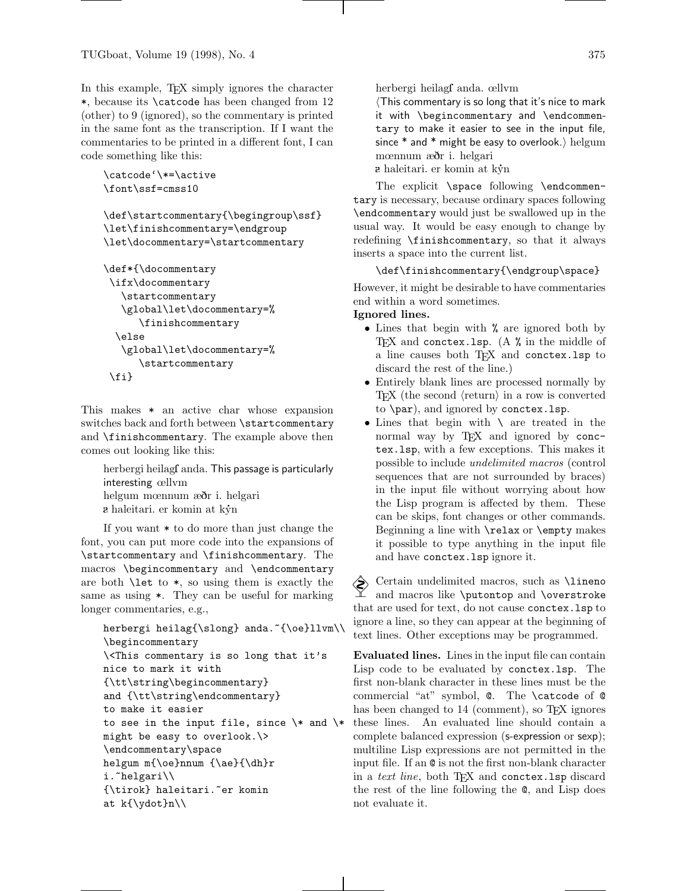In this example, TEX simply ignores the character *, because its \catcode has been changed from 12 (other) to 9 (ignored), so the commentary is printed in the same font as the transcription. If I want the commentaries to be printed in a different font, I can code something like this:

```
\catcode'\*=\active
\font\ssf=cmss10

\def\startcommentary{\begingroup\ssf}
\let\finishcommentary=\endgroup
\let\docommentary=\startcommentary

\def*{\docommentary
 \ifx\docommentary
   \startcommentary
   \global\let\docommentary=%
      \finishcommentary
  \else
   \global\let\docommentary=%
      \startcommentary
 \fi}
```

This makes * an active char whose expansion switches back and forth between `\startcommentary` and `\finishcommentary`. The example above then comes out looking like this:

> herbergi heilagſ anda. This passage is particularly interesting œllvm
> helgum mœnnum æðr i. helgari
> ꝛ haleitari. er komin at kẏn

If you want * to do more than just change the font, you can put more code into the expansions of `\startcommentary` and `\finishcommentary`. The macros `\begincommentary` and `\endcommentary` are both `\let` to *, so using them is exactly the same as using *. They can be useful for marking longer commentaries, e.g.,

```
herbergi heilag{\slong} anda.~{\oe}llvm\\
\begincommentary
\<This commentary is so long that it's
nice to mark it with
{\tt\string\begincommentary}
and {\tt\string\endcommentary}
to make it easier
to see in the input file, since \* and \*
might be easy to overlook.\>
\endcommentary\space
helgum m{\oe}nnum {\ae}{\dh}r
i.~helgari\\
{\tirok} haleitari.~er komin
at k{\ydot}n\\
```

> herbergi heilagſ anda. œllvm
> ⟨This commentary is so long that it's nice to mark it with \begincommentary and \endcommentary to make it easier to see in the input file, since * and * might be easy to overlook.⟩ helgum mœnnum æðr i. helgari
> ꝛ haleitari. er komin at kẏn

The explicit `\space` following `\endcommentary` is necessary, because ordinary spaces following `\endcommentary` would just be swallowed up in the usual way. It would be easy enough to change by redefining `\finishcommentary`, so that it always inserts a space into the current list.

```
\def\finishcommentary{\endgroup\space}
```

However, it might be desirable to have commentaries end within a word sometimes.

**Ignored lines.**

- Lines that begin with % are ignored both by TEX and `conctex.lsp`. (A % in the middle of a line causes both TEX and `conctex.lsp` to discard the rest of the line.)
- Entirely blank lines are processed normally by TEX (the second ⟨return⟩ in a row is converted to `\par`), and ignored by `conctex.lsp`.
- Lines that begin with \ are treated in the normal way by TEX and ignored by `conctex.lsp`, with a few exceptions. This makes it possible to include *undelimited macros* (control sequences that are not surrounded by braces) in the input file without worrying about how the Lisp program is affected by them. These can be skips, font changes or other commands. Beginning a line with `\relax` or `\empty` makes it possible to type anything in the input file and have `conctex.lsp` ignore it.

Certain undelimited macros, such as `\lineno` and macros like `\putontop` and `\overstroke` that are used for text, do not cause `conctex.lsp` to ignore a line, so they can appear at the beginning of text lines. Other exceptions may be programmed.

**Evaluated lines.** Lines in the input file can contain Lisp code to be evaluated by `conctex.lsp`. The first non-blank character in these lines must be the commercial "at" symbol, @. The `\catcode` of @ has been changed to 14 (comment), so TEX ignores these lines. An evaluated line should contain a complete balanced expression (s-expression or sexp); multiline Lisp expressions are not permitted in the input file. If an @ is not the first non-blank character in a *text line*, both TEX and `conctex.lsp` discard the rest of the line following the @, and Lisp does not evaluate it.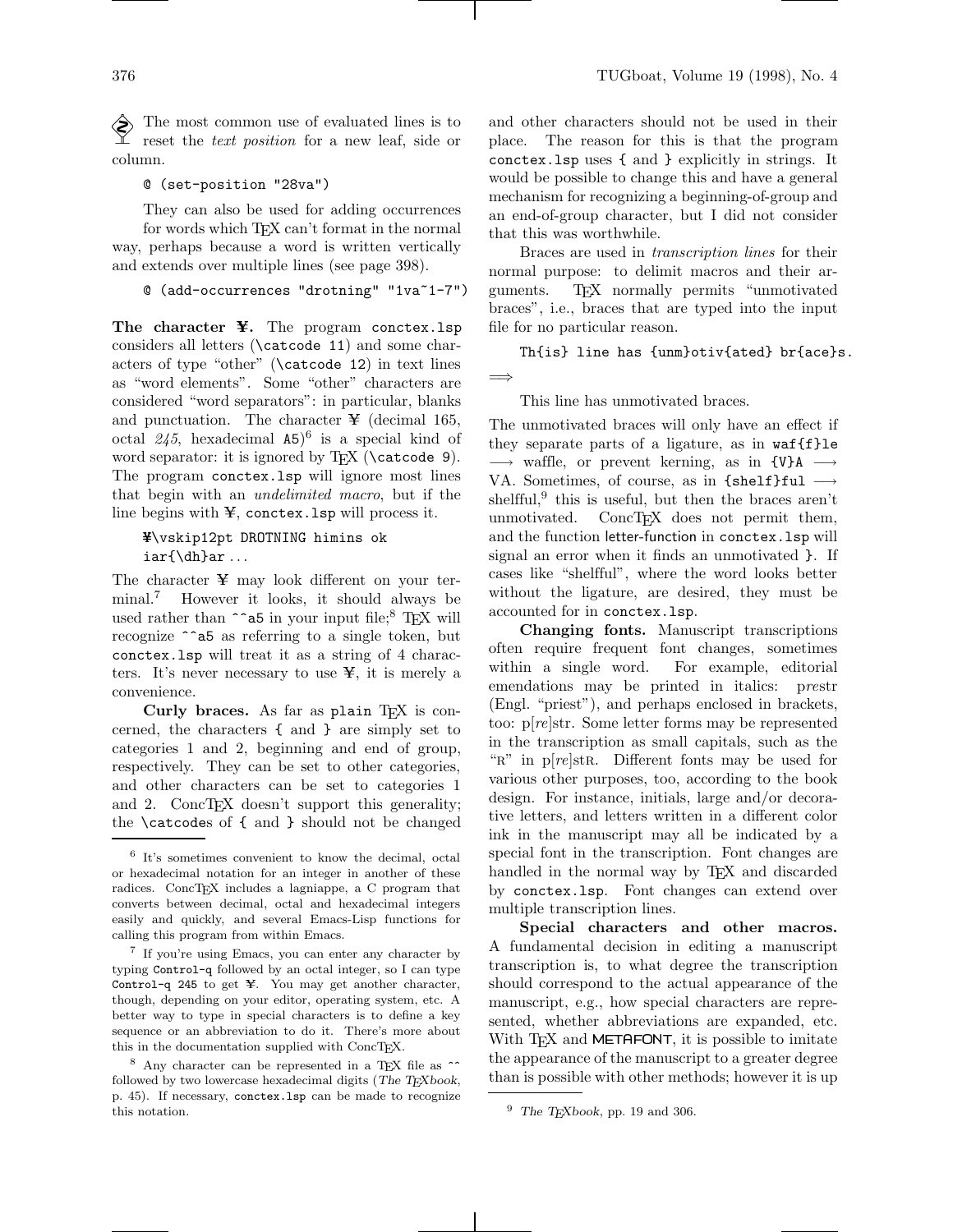The most common use of evaluated lines is to reset the *text position* for a new leaf, side or column.

```
@ (set-position "28va")
```

They can also be used for adding occurrences for words which TeX can't format in the normal way, perhaps because a word is written vertically and extends over multiple lines (see page 398).

```
@ (add-occurrences "drotning" "1va~1-7")
```

**The character ¥.** The program `conctex.lsp` considers all letters (`\catcode 11`) and some characters of type "other" (`\catcode 12`) in text lines as "word elements". Some "other" characters are considered "word separators": in particular, blanks and punctuation. The character ¥ (decimal 165, octal *245*, hexadecimal `A5`)[6] is a special kind of word separator: it is ignored by TeX (`\catcode 9`). The program `conctex.lsp` will ignore most lines that begin with an *undelimited macro*, but if the line begins with ¥, `conctex.lsp` will process it.

```
¥\vskip12pt DROTNING himins ok
iar{\dh}ar ...
```

The character ¥ may look different on your terminal.[7] However it looks, it should always be used rather than `^^a5` in your input file;[8] TeX will recognize `^^a5` as referring to a single token, but `conctex.lsp` will treat it as a string of 4 characters. It's never necessary to use ¥, it is merely a convenience.

**Curly braces.** As far as `plain` TeX is concerned, the characters `{` and `}` are simply set to categories 1 and 2, beginning and end of group, respectively. They can be set to other categories, and other characters can be set to categories 1 and 2. ConcTeX doesn't support this generality; the `\catcode`s of `{` and `}` should not be changed and other characters should not be used in their place. The reason for this is that the program `conctex.lsp` uses `{` and `}` explicitly in strings. It would be possible to change this and have a general mechanism for recognizing a beginning-of-group and an end-of-group character, but I did not consider that this was worthwhile.

Braces are used in *transcription lines* for their normal purpose: to delimit macros and their arguments. TeX normally permits "unmotivated braces", i.e., braces that are typed into the input file for no particular reason.

```
Th{is} line has {unm}otiv{ated} br{ace}s.
```

⟹

This line has unmotivated braces.

The unmotivated braces will only have an effect if they separate parts of a ligature, as in `waf{f}le` ⟶ waffle, or prevent kerning, as in `{V}A` ⟶ VA. Sometimes, of course, as in `{shelf}ful` ⟶ shelfful,[9] this is useful, but then the braces aren't unmotivated. ConcTeX does not permit them, and the function letter-function in `conctex.lsp` will signal an error when it finds an unmotivated `}`. If cases like "shelfful", where the word looks better without the ligature, are desired, they must be accounted for in `conctex.lsp`.

**Changing fonts.** Manuscript transcriptions often require frequent font changes, sometimes within a single word. For example, editorial emendations may be printed in italics: p*re*str (Engl. "priest"), and perhaps enclosed in brackets, too: p[*re*]str. Some letter forms may be represented in the transcription as small capitals, such as the "R" in p[*re*]stR. Different fonts may be used for various other purposes, too, according to the book design. For instance, initials, large and/or decorative letters, and letters written in a different color ink in the manuscript may all be indicated by a special font in the transcription. Font changes are handled in the normal way by TeX and discarded by `conctex.lsp`. Font changes can extend over multiple transcription lines.

**Special characters and other macros.** A fundamental decision in editing a manuscript transcription is, to what degree the transcription should correspond to the actual appearance of the manuscript, e.g., how special characters are represented, whether abbreviations are expanded, etc. With TeX and METAFONT, it is possible to imitate the appearance of the manuscript to a greater degree than is possible with other methods; however it is up

---

[6] It's sometimes convenient to know the decimal, octal or hexadecimal notation for an integer in another of these radices. ConcTeX includes a lagniappe, a C program that converts between decimal, octal and hexadecimal integers easily and quickly, and several Emacs-Lisp functions for calling this program from within Emacs.

[7] If you're using Emacs, you can enter any character by typing `Control-q` followed by an octal integer, so I can type `Control-q 245` to get ¥. You may get another character, though, depending on your editor, operating system, etc. A better way to type in special characters is to define a key sequence or an abbreviation to do it. There's more about this in the documentation supplied with ConcTeX.

[8] Any character can be represented in a TeX file as `^^` followed by two lowercase hexadecimal digits (*The TeXbook*, p. 45). If necessary, `conctex.lsp` can be made to recognize this notation.

[9] *The TeXbook*, pp. 19 and 306.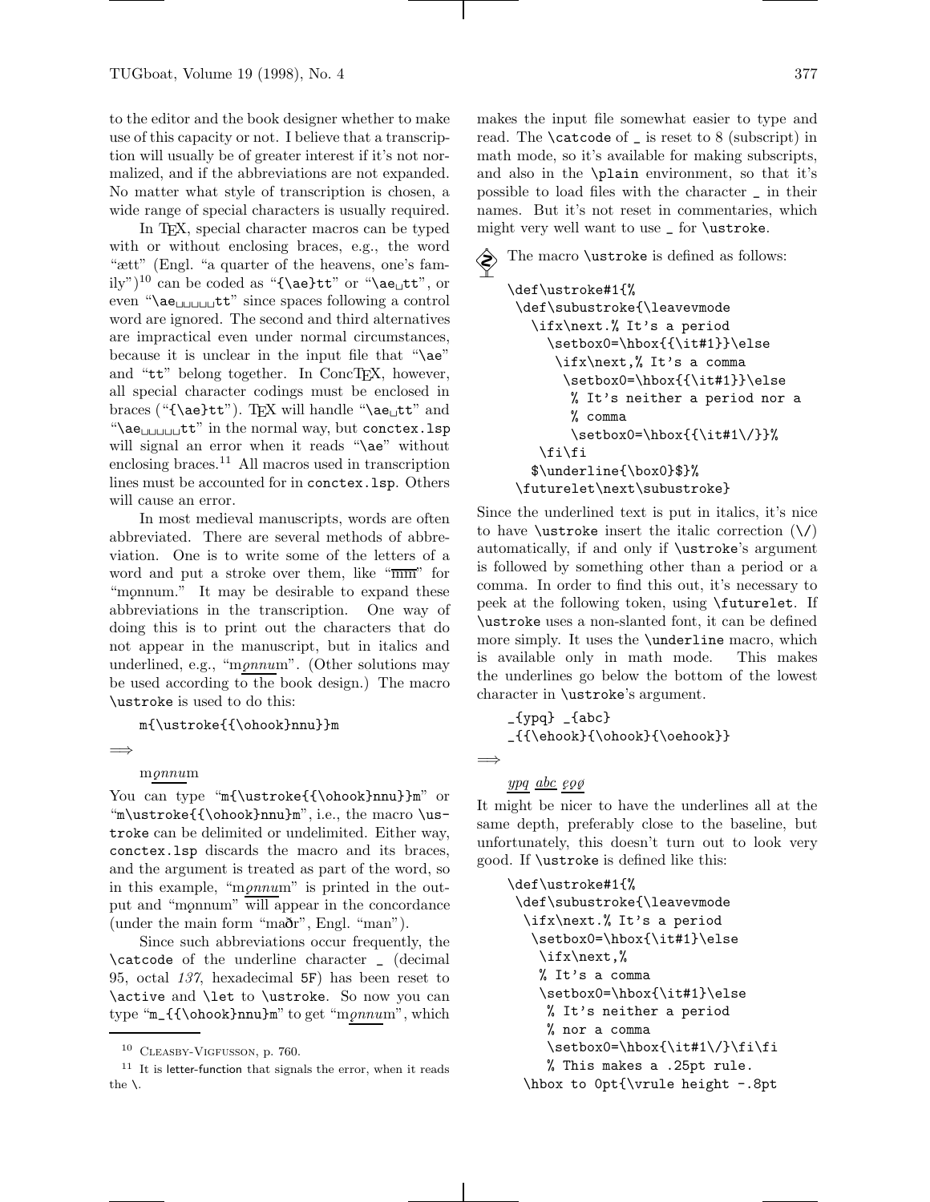to the editor and the book designer whether to make use of this capacity or not. I believe that a transcription will usually be of greater interest if it's not normalized, and if the abbreviations are not expanded. No matter what style of transcription is chosen, a wide range of special characters is usually required.

In TeX, special character macros can be typed with or without enclosing braces, e.g., the word "ætt" (Engl. "a quarter of the heavens, one's family")[10] can be coded as "{\ae}tt" or "\ae␣tt", or even "\ae␣␣␣␣␣tt" since spaces following a control word are ignored. The second and third alternatives are impractical even under normal circumstances, because it is unclear in the input file that "\ae" and "tt" belong together. In ConcTeX, however, all special character codings must be enclosed in braces ("{\ae}tt"). TeX will handle "\ae␣tt" and "\ae␣␣␣␣␣tt" in the normal way, but `conctex.lsp` will signal an error when it reads "\ae" without enclosing braces.[11] All macros used in transcription lines must be accounted for in `conctex.lsp`. Others will cause an error.

In most medieval manuscripts, words are often abbreviated. There are several methods of abbreviation. One is to write some of the letters of a word and put a stroke over them, like "m̄m̄" for "mǫnnum." It may be desirable to expand these abbreviations in the transcription. One way of doing this is to print out the characters that do not appear in the manuscript, but in italics and underlined, e.g., "m*ǫnnu*m". (Other solutions may be used according to the book design.) The macro `\ustroke` is used to do this:

```
m{\ustroke{{\ohook}nnu}}m
```

⟹

m*ǫnnu*m

You can type "`m{\ustroke{{\ohook}nnu}}m`" or "`m\ustroke{{\ohook}nnu}m`", i.e., the macro `\ustroke` can be delimited or undelimited. Either way, `conctex.lsp` discards the macro and its braces, and the argument is treated as part of the word, so in this example, "m*ǫnnu*m" is printed in the output and "mǫnnum" will appear in the concordance (under the main form "maðr", Engl. "man").

Since such abbreviations occur frequently, the `\catcode` of the underline character `_` (decimal 95, octal *137*, hexadecimal 5F) has been reset to `\active` and `\let` to `\ustroke`. So now you can type "`m_{{\ohook}nnu}m`" to get "m*ǫnnu*m", which makes the input file somewhat easier to type and read. The `\catcode` of `_` is reset to 8 (subscript) in math mode, so it's available for making subscripts, and also in the `\plain` environment, so that it's possible to load files with the character `_` in their names. But it's not reset in commentaries, which might very well want to use `_` for `\ustroke`.

The macro `\ustroke` is defined as follows:

```
\def\ustroke#1{%
 \def\subustroke{\leavevmode
   \ifx\next.% It's a period
     \setbox0=\hbox{{\it#1}}\else
      \ifx\next,% It's a comma
       \setbox0=\hbox{{\it#1}}\else
        % It's neither a period nor a
        % comma
        \setbox0=\hbox{{\it#1\/}}%
    \fi\fi
   $\underline{\box0}$}%
 \futurelet\next\subustroke}
```

Since the underlined text is put in italics, it's nice to have `\ustroke` insert the italic correction (`\/`) automatically, if and only if `\ustroke`'s argument is followed by something other than a period or a comma. In order to find this out, it's necessary to peek at the following token, using `\futurelet`. If `\ustroke` uses a non-slanted font, it can be defined more simply. It uses the `\underline` macro, which is available only in math mode. This makes the underlines go below the bottom of the lowest character in `\ustroke`'s argument.

```
_{ypq} _{abc}
_{{\ehook}{\ohook}{\oehook}}
```

⟹

*ypq* *abc* *ęǫǿ*

It might be nicer to have the underlines all at the same depth, preferably close to the baseline, but unfortunately, this doesn't turn out to look very good. If `\ustroke` is defined like this:

```
\def\ustroke#1{%
 \def\subustroke{\leavevmode
  \ifx\next.% It's a period
   \setbox0=\hbox{\it#1}\else
    \ifx\next,%
    % It's a comma
    \setbox0=\hbox{\it#1}\else
     % It's neither a period
     % nor a comma
     \setbox0=\hbox{\it#1\/}\fi\fi
     % This makes a .25pt rule.
  \hbox to 0pt{\vrule height -.8pt
```

[10] Cleasby-Vigfusson, p. 760.

[11] It is letter-function that signals the error, when it reads the `\`.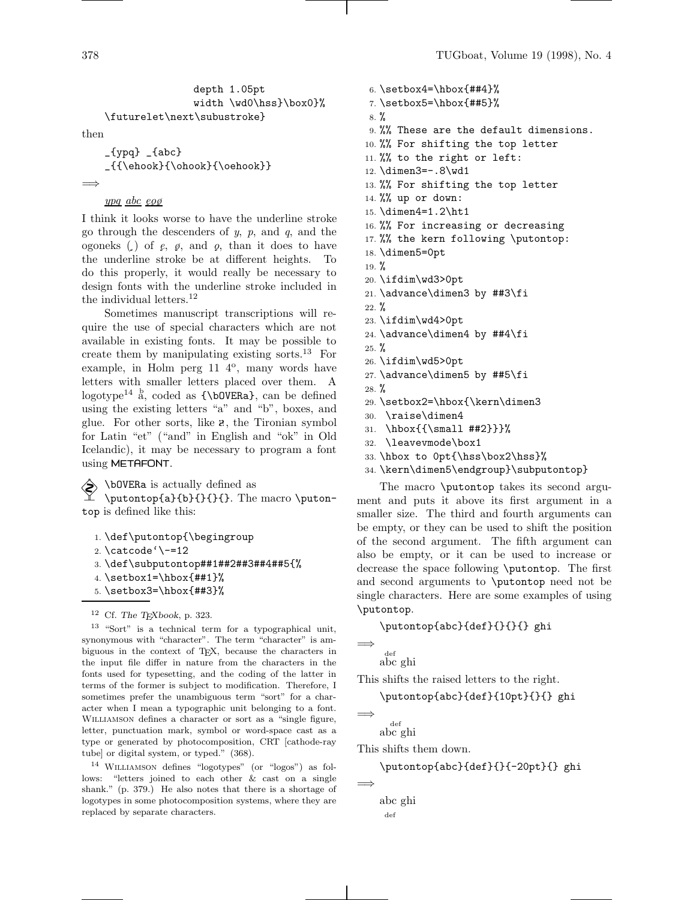```
                    depth 1.05pt
                    width \wd0\hss}\box0}%
    \futurelet\next\subustroke}
```

then

```
_{ypq} _{abc}
_{{\ehook}{\ohook}{\oehook}}
```

⟹

_ypq_ _abc_ _ęǫǿ_

I think it looks worse to have the underline stroke go through the descenders of *y*, *p*, and *q*, and the ogoneks (˛) of *ę*, *ǿ*, and *ǫ*, than it does to have the underline stroke be at different heights. To do this properly, it would really be necessary to design fonts with the underline stroke included in the individual letters.[12]

Sometimes manuscript transcriptions will require the use of special characters which are not available in existing fonts. It may be possible to create them by manipulating existing sorts.[13] For example, in Holm perg 11 4°, many words have letters with smaller letters placed over them. A logotype[14] a with b above, coded as {\bOVERa}, can be defined using the existing letters "a" and "b", boxes, and glue. For other sorts, like ƻ, the Tironian symbol for Latin "et" ("and" in English and "ok" in Old Icelandic), it may be necessary to program a font using METAFONT.

\bOVERa is actually defined as \putontop{a}{b}{}{}{}. The macro \putontop is defined like this:

```
1. \def\putontop{\begingroup
2. \catcode`\-=12
3. \def\subputontop##1##2##3##4##5{%
4. \setbox1=\hbox{##1}%
5. \setbox3=\hbox{##3}%
6. \setbox4=\hbox{##4}%
7. \setbox5=\hbox{##5}%
8. %
9. %% These are the default dimensions.
10. %% For shifting the top letter
11. %% to the right or left:
12. \dimen3=-.8\wd1
13. %% For shifting the top letter
14. %% up or down:
15. \dimen4=1.2\ht1
16. %% For increasing or decreasing
17. %% the kern following \putontop:
18. \dimen5=0pt
19. %
20. \ifdim\wd3>0pt
21. \advance\dimen3 by ##3\fi
22. %
23. \ifdim\wd4>0pt
24. \advance\dimen4 by ##4\fi
25. %
26. \ifdim\wd5>0pt
27. \advance\dimen5 by ##5\fi
28. %
29. \setbox2=\hbox{\kern\dimen3
30.  \raise\dimen4
31.  \hbox{{\small ##2}}}%
32.  \leavevmode\box1
33. \hbox to 0pt{\hss\box2\hss}%
34. \kern\dimen5\endgroup}\subputontop}
```

The macro \putontop takes its second argument and puts it above its first argument in a smaller size. The third and fourth arguments can be empty, or they can be used to shift the position of the second argument. The fifth argument can also be empty, or it can be used to increase or decrease the space following \putontop. The first and second arguments to \putontop need not be single characters. Here are some examples of using \putontop.

```
\putontop{abc}{def}{}{}{} ghi
```

⟹

abc (with "def" above) ghi

This shifts the raised letters to the right.

```
\putontop{abc}{def}{10pt}{}{} ghi
```

⟹

abc (with "def" above, shifted right) ghi

This shifts them down.

```
\putontop{abc}{def}{}{-20pt}{} ghi
```

⟹

abc ghi
def

---

[12] Cf. *The TeXbook*, p. 323.

[13] "Sort" is a technical term for a typographical unit, synonymous with "character". The term "character" is ambiguous in the context of TeX, because the characters in the input file differ in nature from the characters in the fonts used for typesetting, and the coding of the latter in terms of the former is subject to modification. Therefore, I sometimes prefer the unambiguous term "sort" for a character when I mean a typographic unit belonging to a font. Williamson defines a character or sort as a "single figure, letter, punctuation mark, symbol or word-space cast as a type or generated by photocomposition, CRT [cathode-ray tube] or digital system, or typed." (368).

[14] Williamson defines "logotypes" (or "logos") as follows: "letters joined to each other & cast on a single shank." (p. 379.) He also notes that there is a shortage of logotypes in some photocomposition systems, where they are replaced by separate characters.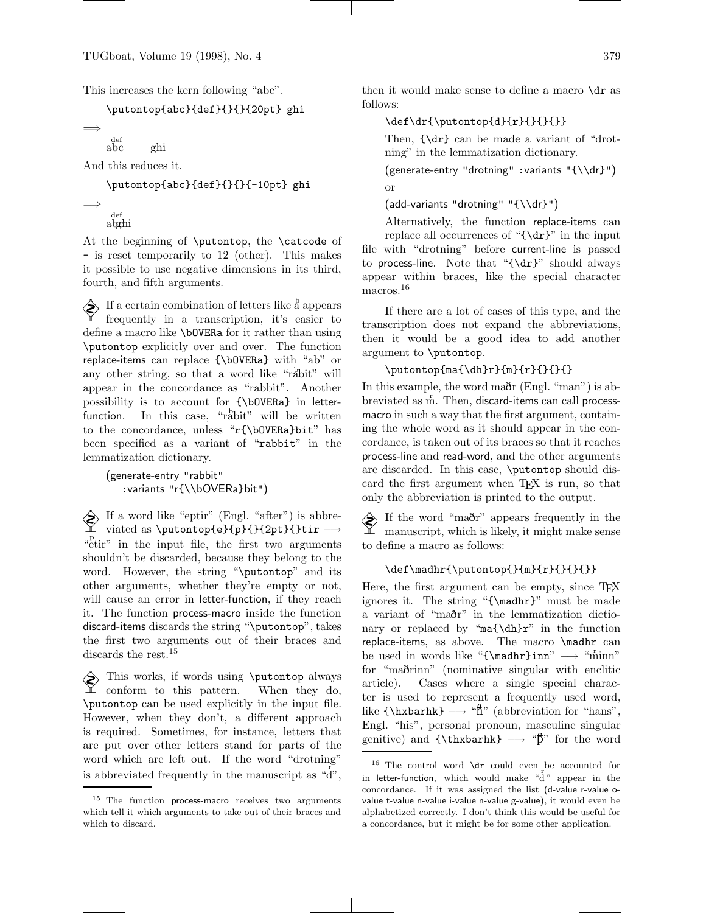This increases the kern following "abc".

```
\putontop{abc}{def}{}{}{20pt} ghi
```

⟹

abc (with "def" above)        ghi

And this reduces it.

```
\putontop{abc}{def}{}{}{-10pt} ghi
```

⟹

abghi (with "def" above, overlapping)

At the beginning of `\putontop`, the `\catcode` of `-` is reset temporarily to 12 (other). This makes it possible to use negative dimensions in its third, fourth, and fifth arguments.

If a certain combination of letters like a with b above appears frequently in a transcription, it's easier to define a macro like `\bOVERa` for it rather than using `\putontop` explicitly over and over. The function replace-items can replace `{\bOVERa}` with "ab" or any other string, so that a word like "rabit" (with b over a) will appear in the concordance as "rabbit". Another possibility is to account for `{\bOVERa}` in letter-function. In this case, "rabit" (with b over a) will be written to the concordance, unless "`r{\bOVERa}bit`" has been specified as a variant of "`rabbit`" in the lemmatization dictionary.

```
(generate-entry "rabbit"
   :variants "r{\\bOVERa}bit")
```

If a word like "eptir" (Engl. "after") is abbreviated as `\putontop{e}{p}{}{2pt}{}tir` ⟶ "etir" (with p above e) in the input file, the first two arguments shouldn't be discarded, because they belong to the word. However, the string "`\putontop`" and its other arguments, whether they're empty or not, will cause an error in letter-function, if they reach it. The function process-macro inside the function discard-items discards the string "`\putontop`", takes the first two arguments out of their braces and discards the rest.[15]

This works, if words using `\putontop` always conform to this pattern. When they do, `\putontop` can be used explicitly in the input file. However, when they don't, a different approach is required. Sometimes, for instance, letters that are put over other letters stand for parts of the word which are left out. If the word "drotning" is abbreviated frequently in the manuscript as "d" (with r above), then it would make sense to define a macro `\dr` as follows:

```
\def\dr{\putontop{d}{r}{}{}{}}
```

Then, `{\dr}` can be made a variant of "drotning" in the lemmatization dictionary.

```
(generate-entry "drotning" :variants "{\\dr}")
```

or

```
(add-variants "drotning" "{\\dr}")
```

Alternatively, the function replace-items can replace all occurrences of "`{\dr}`" in the input file with "drotning" before current-line is passed to process-line. Note that "`{\dr}`" should always appear within braces, like the special character macros.[16]

If there are a lot of cases of this type, and the transcription does not expand the abbreviations, then it would be a good idea to add another argument to `\putontop`.

```
\putontop{ma{\dh}r}{m}{r}{}{}{}
```

In this example, the word maðr (Engl. "man") is abbreviated as m (with r above). Then, discard-items can call process-macro in such a way that the first argument, containing the whole word as it should appear in the concordance, is taken out of its braces so that it reaches process-line and read-word, and the other arguments are discarded. In this case, `\putontop` should discard the first argument when TeX is run, so that only the abbreviation is printed to the output.

If the word "maðr" appears frequently in the manuscript, which is likely, it might make sense to define a macro as follows:

```
\def\madhr{\putontop{}{m}{r}{}{}{}}
```

Here, the first argument can be empty, since TeX ignores it. The string "`{\madhr}`" must be made a variant of "maðr" in the lemmatization dictionary or replaced by "`ma{\dh}r`" in the function replace-items, as above. The macro `\madhr` can be used in words like "`{\madhr}inn`" ⟶ "minn" (with r above m) for "maðrinn" (nominative singular with enclitic article). Cases where a single special character is used to represent a frequently used word, like `{\hxbarhk}` ⟶ "ħ" (abbreviation for "hans", Engl. "his", personal pronoun, masculine singular genitive) and `{\thxbarhk}` ⟶ "þ̄" for the word

---

[15] The function process-macro receives two arguments which tell it which arguments to take out of their braces and which to discard.

[16] The control word `\dr` could even be accounted for in letter-function, which would make "d" (with r above) appear in the concordance. If it was assigned the list (d-value r-value o-value t-value n-value i-value n-value g-value), it would even be alphabetized correctly. I don't think this would be useful for a concordance, but it might be for some other application.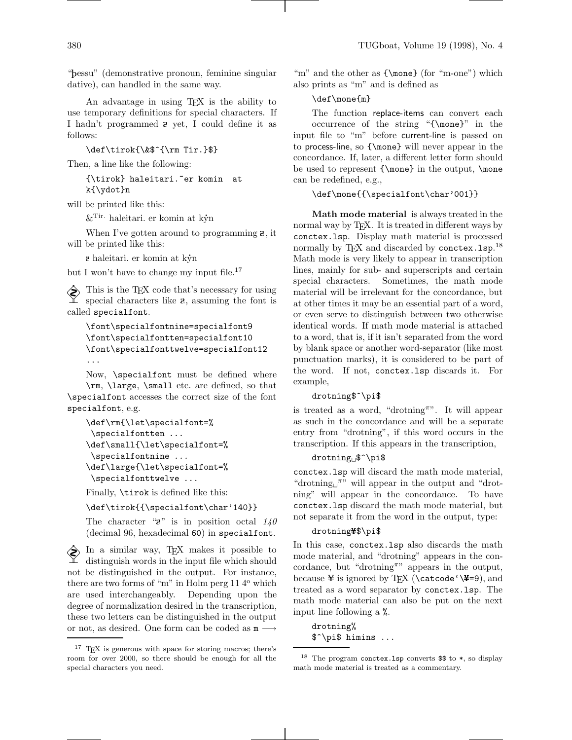"þessu" (demonstrative pronoun, feminine singular dative), can handled in the same way.

An advantage in using TeX is the ability to use temporary definitions for special characters. If I hadn't programmed ꝛ yet, I could define it as follows:

```
\def\tirok{\&$^{\rm Tir.}$}
```

Then, a line like the following:

```
{\tirok} haleitari.~er komin  at
k{\ydot}n
```

will be printed like this:

&$^{\rm Tir.}$ haleitari. er komin at kẏn

When I've gotten around to programming ꝛ, it will be printed like this:

ꝛ haleitari. er komin at kẏn

but I won't have to change my input file.[17]

This is the TeX code that's necessary for using special characters like ꝛ, assuming the font is called specialfont.

```
\font\specialfontnine=specialfont9
\font\specialfontten=specialfont10
\font\specialfonttwelve=specialfont12
...
```

Now, `\specialfont` must be defined where `\rm`, `\large`, `\small` etc. are defined, so that `\specialfont` accesses the correct size of the font specialfont, e.g.

```
\def\rm{\let\specialfont=%
 \specialfontten ...
\def\small{\let\specialfont=%
 \specialfontnine ...
\def\large{\let\specialfont=%
 \specialfonttwelve ...
```

Finally, `\tirok` is defined like this:

```
\def\tirok{{\specialfont\char'140}}
```

The character "ꝛ" is in position octal *140* (decimal 96, hexadecimal 60) in specialfont.

In a similar way, TeX makes it possible to distinguish words in the input file which should not be distinguished in the output. For instance, there are two forms of "m" in Holm perg 11 4º which are used interchangeably. Depending upon the degree of normalization desired in the transcription, these two letters can be distinguished in the output or not, as desired. One form can be coded as m ⟶ "m" and the other as `{\mone}` (for "m-one") which also prints as "m" and is defined as

```
\def\mone{m}
```

The function replace-items can convert each occurrence of the string "`{\mone}`" in the input file to "m" before current-line is passed on to process-line, so `{\mone}` will never appear in the concordance. If, later, a different letter form should be used to represent `{\mone}` in the output, `\mone` can be redefined, e.g.,

```
\def\mone{{\specialfont\char'001}}
```

**Math mode material** is always treated in the normal way by TeX. It is treated in different ways by conctex.lsp. Display math material is processed normally by TeX and discarded by conctex.lsp.[18] Math mode is very likely to appear in transcription lines, mainly for sub- and superscripts and certain special characters. Sometimes, the math mode material will be irrelevant for the concordance, but at other times it may be an essential part of a word, or even serve to distinguish between two otherwise identical words. If math mode material is attached to a word, that is, if it isn't separated from the word by blank space or another word-separator (like most punctuation marks), it is considered to be part of the word. If not, conctex.lsp discards it. For example,

```
drotning$^\pi$
```

is treated as a word, "drotning$^\pi$". It will appear as such in the concordance and will be a separate entry from "drotning", if this word occurs in the transcription. If this appears in the transcription,

```
drotning␣$^\pi$
```

conctex.lsp will discard the math mode material, "drotning␣$^\pi$" will appear in the output and "drotning" will appear in the concordance. To have conctex.lsp discard the math mode material, but not separate it from the word in the output, type:

```
drotning¥$\pi$
```

In this case, conctex.lsp also discards the math mode material, and "drotning" appears in the concordance, but "drotning$^\pi$" appears in the output, because ¥ is ignored by TeX (`\catcode'\¥=9`), and treated as a word separator by conctex.lsp. The math mode material can also be put on the next input line following a %.

```
drotning%
$^\pi$ himins ...
```

[17] TeX is generous with space for storing macros; there's room for over 2000, so there should be enough for all the special characters you need.

[18] The program conctex.lsp converts $$ to *, so display math mode material is treated as a commentary.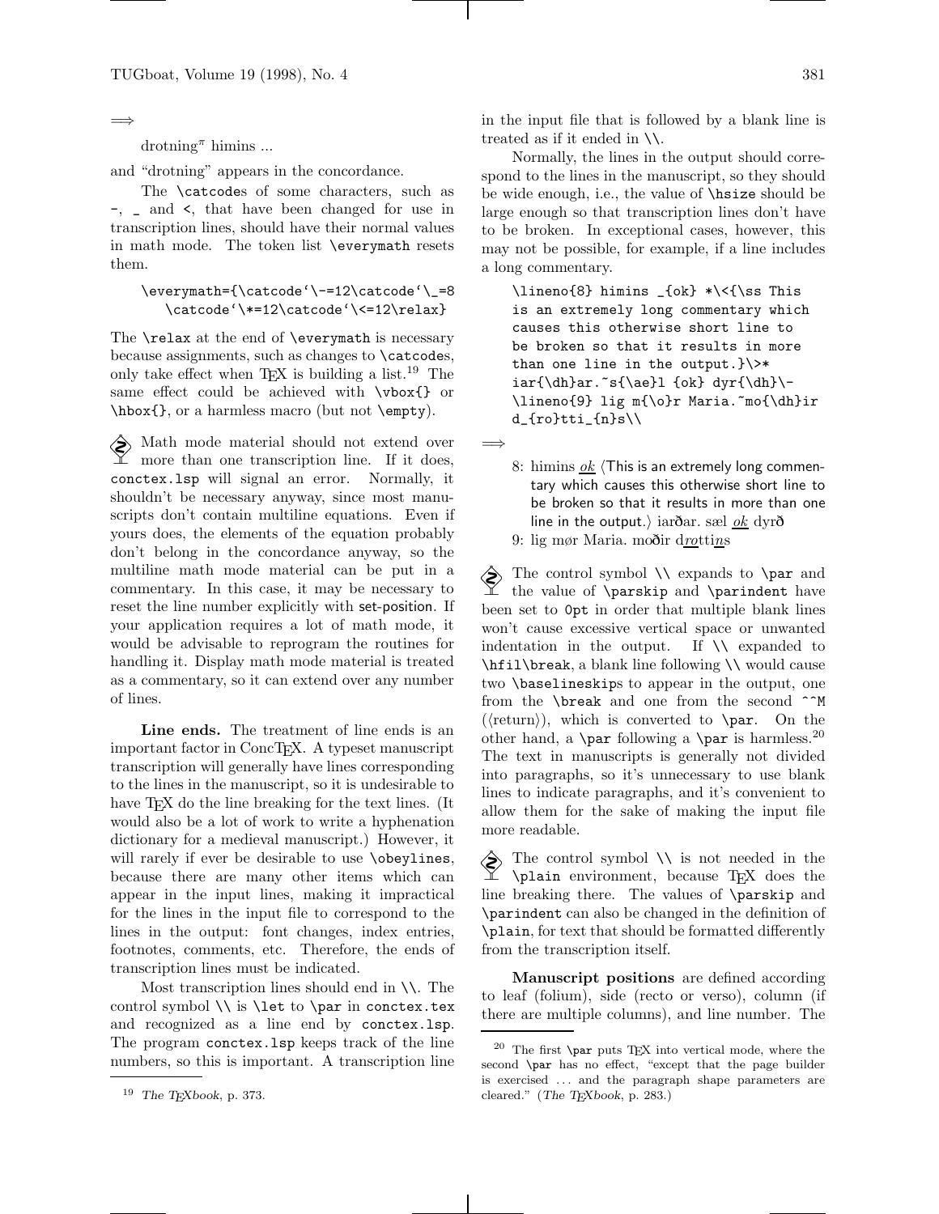⟹

drotning$^\pi$ himins ...

and "drotning" appears in the concordance.

The `\catcode`s of some characters, such as `-`, `_` and `<`, that have been changed for use in transcription lines, should have their normal values in math mode. The token list `\everymath` resets them.

```
\everymath={\catcode`\-=12\catcode`\_=8
   \catcode`\*=12\catcode`\<=12\relax}
```

The `\relax` at the end of `\everymath` is necessary because assignments, such as changes to `\catcode`s, only take effect when TeX is building a list.[19] The same effect could be achieved with `\vbox{}` or `\hbox{}`, or a harmless macro (but not `\empty`).

☡ Math mode material should not extend over more than one transcription line. If it does, `conctex.lsp` will signal an error. Normally, it shouldn't be necessary anyway, since most manuscripts don't contain multiline equations. Even if yours does, the elements of the equation probably don't belong in the concordance anyway, so the multiline math mode material can be put in a commentary. In this case, it may be necessary to reset the line number explicitly with set-position. If your application requires a lot of math mode, it would be advisable to reprogram the routines for handling it. Display math mode material is treated as a commentary, so it can extend over any number of lines.

**Line ends.** The treatment of line ends is an important factor in ConcTeX. A typeset manuscript transcription will generally have lines corresponding to the lines in the manuscript, so it is undesirable to have TeX do the line breaking for the text lines. (It would also be a lot of work to write a hyphenation dictionary for a medieval manuscript.) However, it will rarely if ever be desirable to use `\obeylines`, because there are many other items which can appear in the input lines, making it impractical for the lines in the input file to correspond to the lines in the output: font changes, index entries, footnotes, comments, etc. Therefore, the ends of transcription lines must be indicated.

Most transcription lines should end in `\\`. The control symbol `\\` is `\let` to `\par` in `conctex.tex` and recognized as a line end by `conctex.lsp`. The program `conctex.lsp` keeps track of the line numbers, so this is important. A transcription line in the input file that is followed by a blank line is treated as if it ended in `\\`.

Normally, the lines in the output should correspond to the lines in the manuscript, so they should be wide enough, i.e., the value of `\hsize` should be large enough so that transcription lines don't have to be broken. In exceptional cases, however, this may not be possible, for example, if a line includes a long commentary.

```
\lineno{8} himins _{ok} *\<{\ss This
is an extremely long commentary which
causes this otherwise short line to
be broken so that it results in more
than one line in the output.}\>*
iar{\dh}ar.~s{\ae}l {ok} dyr{\dh}\-
\lineno{9} lig m{\o}r Maria.~mo{\dh}ir
d_{ro}tti_{n}s\\
```

⟹

8: himins *ok* ⟨This is an extremely long commentary which causes this otherwise short line to be broken so that it results in more than one line in the output.⟩ iarðar. sæl *ok* dyrð
9: lig mør Maria. moðir d*ro*tti*n*s

☡ The control symbol `\\` expands to `\par` and the value of `\parskip` and `\parindent` have been set to `0pt` in order that multiple blank lines won't cause excessive vertical space or unwanted indentation in the output. If `\\` expanded to `\hfil\break`, a blank line following `\\` would cause two `\baselineskip`s to appear in the output, one from the `\break` and one from the second `^^M` (⟨return⟩), which is converted to `\par`. On the other hand, a `\par` following a `\par` is harmless.[20] The text in manuscripts is generally not divided into paragraphs, so it's unnecessary to use blank lines to indicate paragraphs, and it's convenient to allow them for the sake of making the input file more readable.

☡ The control symbol `\\` is not needed in the `\plain` environment, because TeX does the line breaking there. The values of `\parskip` and `\parindent` can also be changed in the definition of `\plain`, for text that should be formatted differently from the transcription itself.

**Manuscript positions** are defined according to leaf (folium), side (recto or verso), column (if there are multiple columns), and line number. The

---

[19] *The TeXbook*, p. 373.

[20] The first `\par` puts TeX into vertical mode, where the second `\par` has no effect, "except that the page builder is exercised ... and the paragraph shape parameters are cleared." (*The TeXbook*, p. 283.)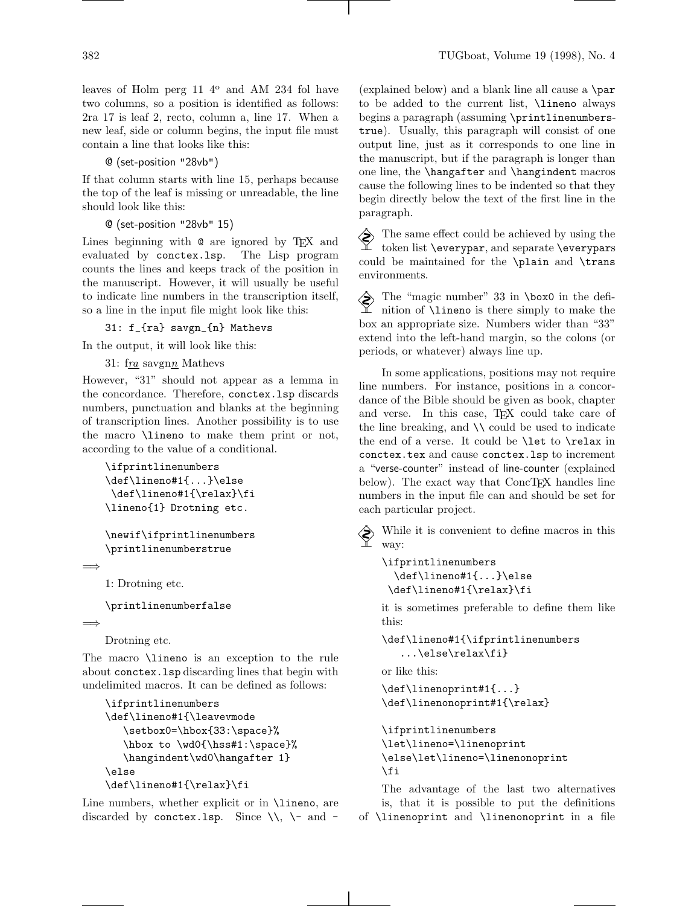leaves of Holm perg 11 4° and AM 234 fol have two columns, so a position is identified as follows: 2ra 17 is leaf 2, recto, column a, line 17. When a new leaf, side or column begins, the input file must contain a line that looks like this:

```
@ (set-position "28vb")
```

If that column starts with line 15, perhaps because the top of the leaf is missing or unreadable, the line should look like this:

```
@ (set-position "28vb" 15)
```

Lines beginning with `@` are ignored by TeX and evaluated by `conctex.lsp`. The Lisp program counts the lines and keeps track of the position in the manuscript. However, it will usually be useful to indicate line numbers in the transcription itself, so a line in the input file might look like this:

```
31: f_{ra} savgn_{n} Mathevs
```

In the output, it will look like this:

31: f<u>ra</u> savgn<u>n</u> Mathevs

However, "31" should not appear as a lemma in the concordance. Therefore, `conctex.lsp` discards numbers, punctuation and blanks at the beginning of transcription lines. Another possibility is to use the macro `\lineno` to make them print or not, according to the value of a conditional.

```
\ifprintlinenumbers
\def\lineno#1{...}\else
 \def\lineno#1{\relax}\fi
\lineno{1} Drotning etc.

\newif\ifprintlinenumbers
\printlinenumberstrue
```

⟹

1: Drotning etc.

```
\printlinenumberfalse
```

⟹

Drotning etc.

The macro `\lineno` is an exception to the rule about `conctex.lsp` discarding lines that begin with undelimited macros. It can be defined as follows:

```
\ifprintlinenumbers
\def\lineno#1{\leavevmode
   \setbox0=\hbox{33:\space}%
   \hbox to \wd0{\hss#1:\space}%
   \hangindent\wd0\hangafter 1}
\else
\def\lineno#1{\relax}\fi
```

Line numbers, whether explicit or in `\lineno`, are discarded by `conctex.lsp`. Since `\\`, `\-` and `-` (explained below) and a blank line all cause a `\par` to be added to the current list, `\lineno` always begins a paragraph (assuming `\printlinenumberstrue`). Usually, this paragraph will consist of one output line, just as it corresponds to one line in the manuscript, but if the paragraph is longer than one line, the `\hangafter` and `\hangindent` macros cause the following lines to be indented so that they begin directly below the text of the first line in the paragraph.

The same effect could be achieved by using the token list `\everypar`, and separate `\everypar`s could be maintained for the `\plain` and `\trans` environments.

The "magic number" 33 in `\box0` in the definition of `\lineno` is there simply to make the box an appropriate size. Numbers wider than "33" extend into the left-hand margin, so the colons (or periods, or whatever) always line up.

In some applications, positions may not require line numbers. For instance, positions in a concordance of the Bible should be given as book, chapter and verse. In this case, TeX could take care of the line breaking, and `\\` could be used to indicate the end of a verse. It could be `\let` to `\relax` in `conctex.tex` and cause `conctex.lsp` to increment a "verse-counter" instead of line-counter (explained below). The exact way that ConcTeX handles line numbers in the input file can and should be set for each particular project.

While it is convenient to define macros in this way:

```
\ifprintlinenumbers
  \def\lineno#1{...}\else
 \def\lineno#1{\relax}\fi
```

it is sometimes preferable to define them like this:

```
\def\lineno#1{\ifprintlinenumbers
   ...\else\relax\fi}
```

or like this:

```
\def\linenoprint#1{...}
\def\linenonoprint#1{\relax}

\ifprintlinenumbers
\let\lineno=\linenoprint
\else\let\lineno=\linenonoprint
\fi
```

The advantage of the last two alternatives is, that it is possible to put the definitions of `\linenoprint` and `\linenonoprint` in a file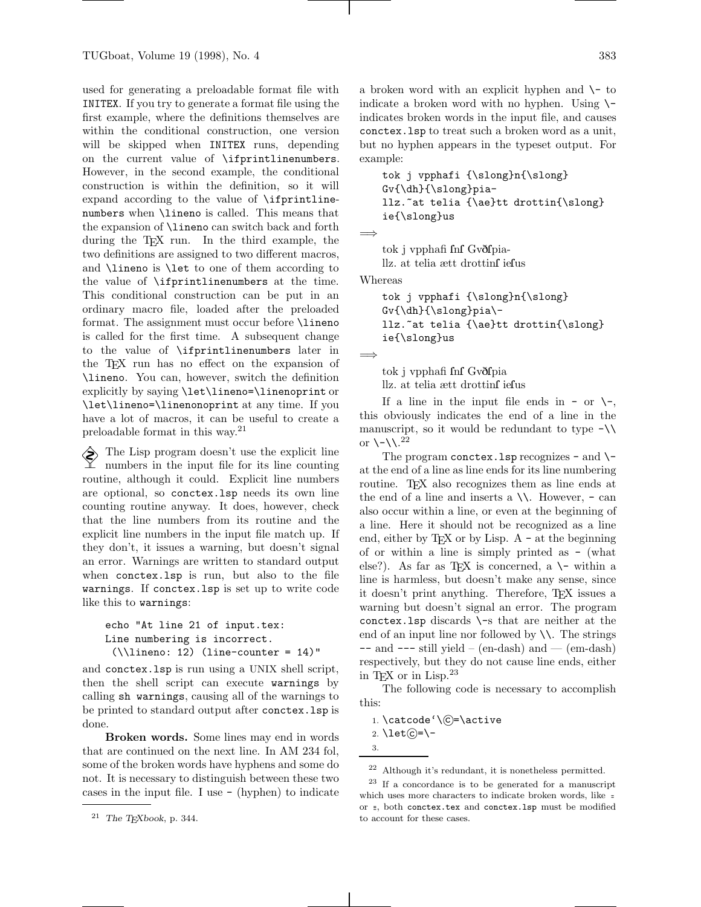used for generating a preloadable format file with INITEX. If you try to generate a format file using the first example, where the definitions themselves are within the conditional construction, one version will be skipped when INITEX runs, depending on the current value of `\ifprintlinenumbers`. However, in the second example, the conditional construction is within the definition, so it will expand according to the value of `\ifprintlinenumbers` when `\lineno` is called. This means that the expansion of `\lineno` can switch back and forth during the TeX run. In the third example, the two definitions are assigned to two different macros, and `\lineno` is `\let` to one of them according to the value of `\ifprintlinenumbers` at the time. This conditional construction can be put in an ordinary macro file, loaded after the preloaded format. The assignment must occur before `\lineno` is called for the first time. A subsequent change to the value of `\ifprintlinenumbers` later in the TeX run has no effect on the expansion of `\lineno`. You can, however, switch the definition explicitly by saying `\let\lineno=\linenoprint` or `\let\lineno=\linenonoprint` at any time. If you have a lot of macros, it can be useful to create a preloadable format in this way.[21]

The Lisp program doesn't use the explicit line numbers in the input file for its line counting routine, although it could. Explicit line numbers are optional, so `conctex.lsp` needs its own line counting routine anyway. It does, however, check that the line numbers from its routine and the explicit line numbers in the input file match up. If they don't, it issues a warning, but doesn't signal an error. Warnings are written to standard output when `conctex.lsp` is run, but also to the file `warnings`. If `conctex.lsp` is set up to write code like this to `warnings`:

```
echo "At line 21 of input.tex:
Line numbering is incorrect.
 (\\lineno: 12) (line-counter = 14)"
```

and `conctex.lsp` is run using a UNIX shell script, then the shell script can execute `warnings` by calling `sh warnings`, causing all of the warnings to be printed to standard output after `conctex.lsp` is done.

**Broken words.** Some lines may end in words that are continued on the next line. In AM 234 fol, some of the broken words have hyphens and some do not. It is necessary to distinguish between these two cases in the input file. I use `-` (hyphen) to indicate a broken word with an explicit hyphen and `\-` to indicate a broken word with no hyphen. Using `\-` indicates broken words in the input file, and causes `conctex.lsp` to treat such a broken word as a unit, but no hyphen appears in the typeset output. For example:

```
tok j vpphafi {\slong}n{\slong}
Gv{\dh}{\slong}pia-
llz.~at telia {\ae}tt drottin{\slong}
ie{\slong}us
```

⟹

tok j vpphafi ſnſ Gvðſpia-
llz. at telia ætt drottinſ ieſus

Whereas

```
tok j vpphafi {\slong}n{\slong}
Gv{\dh}{\slong}pia\-
llz.~at telia {\ae}tt drottin{\slong}
ie{\slong}us
```

⟹

tok j vpphafi ſnſ Gvðſpia
llz. at telia ætt drottinſ ieſus

If a line in the input file ends in `-` or `\-`, this obviously indicates the end of a line in the manuscript, so it would be redundant to type `-\\` or `\-\\`.[22]

The program `conctex.lsp` recognizes `-` and `\-` at the end of a line as line ends for its line numbering routine. TeX also recognizes them as line ends at the end of a line and inserts a `\\`. However, `-` can also occur within a line, or even at the beginning of a line. Here it should not be recognized as a line end, either by TeX or by Lisp. A `-` at the beginning of or within a line is simply printed as - (what else?). As far as TeX is concerned, a `\-` within a line is harmless, but doesn't make any sense, since it doesn't print anything. Therefore, TeX issues a warning but doesn't signal an error. The program `conctex.lsp` discards `\-`s that are neither at the end of an input line nor followed by `\\`. The strings `--` and `---` still yield – (en-dash) and — (em-dash) respectively, but they do not cause line ends, either in TeX or in Lisp.[23]

The following code is necessary to accomplish this:

```
1. \catcode`\Ⓒ=\active
2. \letⒸ=\-
3.
```

[21] *The TeXbook*, p. 344.

[22] Although it's redundant, it is nonetheless permitted.

[23] If a concordance is to be generated for a manuscript which uses more characters to indicate broken words, like ⸗ or =, both `conctex.tex` and `conctex.lsp` must be modified to account for these cases.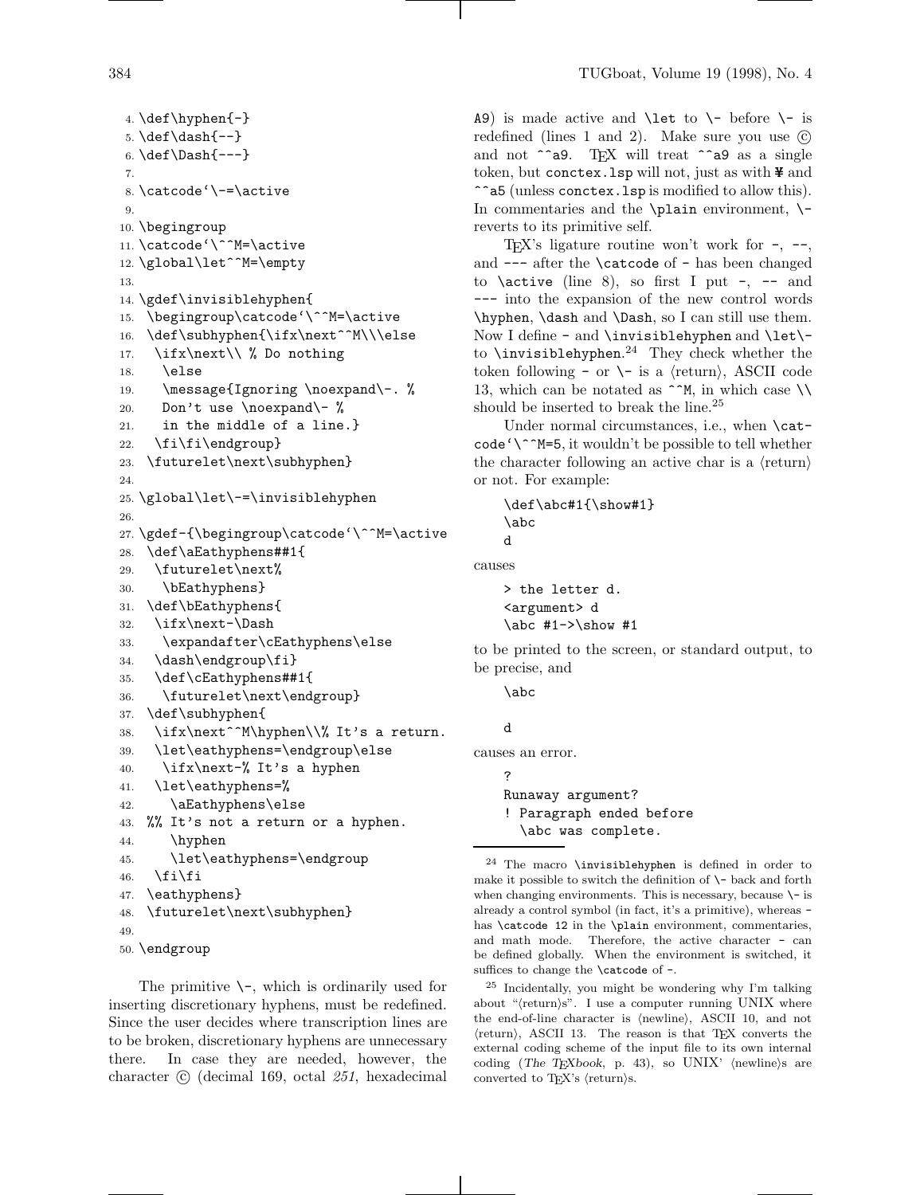```
4. \def\hyphen{-}
5. \def\dash{--}
6. \def\Dash{---}
7.
8. \catcode`\-=\active
9.
10. \begingroup
11. \catcode`\^^M=\active
12. \global\let^^M=\empty
13.
14. \gdef\invisiblehyphen{
15.  \begingroup\catcode`\^^M=\active
16.  \def\subhyphen{\ifx\next^^M\\\else
17.   \ifx\next\\ % Do nothing
18.   \else
19.   \message{Ignoring \noexpand\-. %
20.   Don't use \noexpand\- %
21.   in the middle of a line.}
22.  \fi\fi\endgroup}
23.  \futurelet\next\subhyphen}
24.
25. \global\let\-=\invisiblehyphen
26.
27. \gdef-{\begingroup\catcode`\^^M=\active
28.  \def\aEathyphens##1{
29.   \futurelet\next%
30.    \bEathyphens}
31.  \def\bEathyphens{
32.   \ifx\next-\Dash
33.    \expandafter\cEathyphens\else
34.   \dash\endgroup\fi}
35.   \def\cEathyphens##1{
36.    \futurelet\next\endgroup}
37.  \def\subhyphen{
38.   \ifx\next^^M\hyphen\\% It's a return.
39.   \let\eathyphens=\endgroup\else
40.    \ifx\next-% It's a hyphen
41.   \let\eathyphens=%
42.     \aEathyphens\else
43.  %% It's not a return or a hyphen.
44.     \hyphen
45.     \let\eathyphens=\endgroup
46.   \fi\fi
47.  \eathyphens}
48.  \futurelet\next\subhyphen}
49.
50. \endgroup
```

The primitive `\-`, which is ordinarily used for inserting discretionary hyphens, must be redefined. Since the user decides where transcription lines are to be broken, discretionary hyphens are unnecessary there. In case they are needed, however, the character © (decimal 169, octal *251*, hexadecimal A9) is made active and `\let` to `\-` before `\-` is redefined (lines 1 and 2). Make sure you use © and not `^^a9`. TeX will treat `^^a9` as a single token, but `conctex.lsp` will not, just as with ¥ and `^^a5` (unless `conctex.lsp` is modified to allow this). In commentaries and the `\plain` environment, `\-` reverts to its primitive self.

TeX's ligature routine won't work for `-`, `--`, and `---` after the `\catcode` of `-` has been changed to `\active` (line 8), so first I put `-`, `--` and `---` into the expansion of the new control words `\hyphen`, `\dash` and `\Dash`, so I can still use them. Now I define `-` and `\invisiblehyphen` and `\let\-` to `\invisiblehyphen`.[24] They check whether the token following `-` or `\-` is a ⟨return⟩, ASCII code 13, which can be notated as `^^M`, in which case `\\` should be inserted to break the line.[25]

Under normal circumstances, i.e., when `\catcode`\^^M=5`, it wouldn't be possible to tell whether the character following an active char is a ⟨return⟩ or not. For example:

```
\def\abc#1{\show#1}
\abc
d
```

causes

```
> the letter d.
<argument> d
\abc #1->\show #1
```

to be printed to the screen, or standard output, to be precise, and

```
\abc

d
```

causes an error.

```
?
Runaway argument?
! Paragraph ended before
  \abc was complete.
```

---

[24] The macro `\invisiblehyphen` is defined in order to make it possible to switch the definition of `\-` back and forth when changing environments. This is necessary, because `\-` is already a control symbol (in fact, it's a primitive), whereas `-` has `\catcode` 12 in the `\plain` environment, commentaries, and math mode. Therefore, the active character `-` can be defined globally. When the environment is switched, it suffices to change the `\catcode` of `-`.

[25] Incidentally, you might be wondering why I'm talking about "⟨return⟩s". I use a computer running UNIX where the end-of-line character is ⟨newline⟩, ASCII 10, and not ⟨return⟩, ASCII 13. The reason is that TeX converts the external coding scheme of the input file to its own internal coding (*The TeXbook*, p. 43), so UNIX' ⟨newline⟩s are converted to TeX's ⟨return⟩s.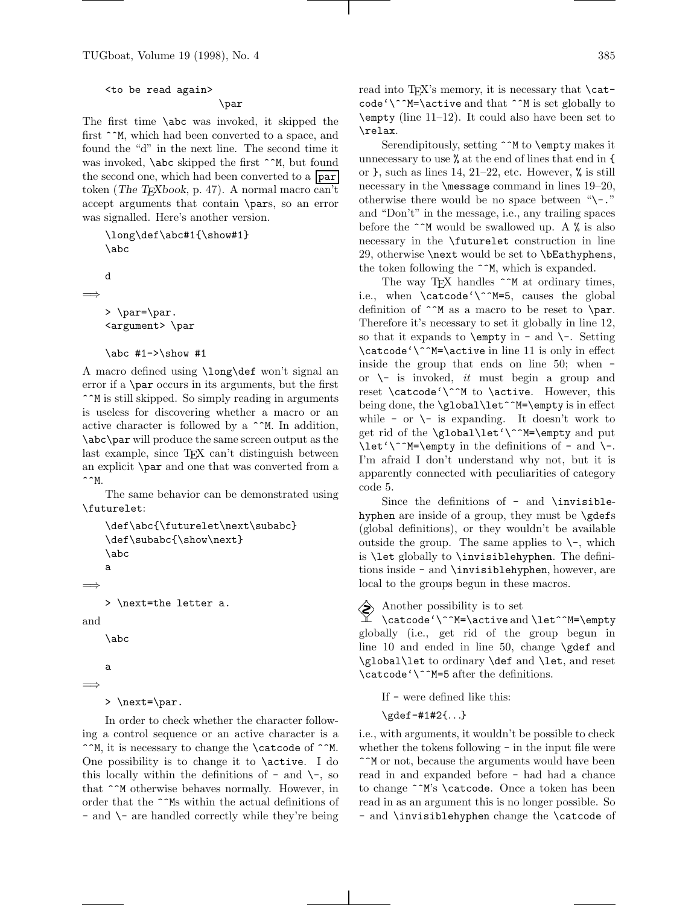```
<to be read again>
                    \par
```

The first time `\abc` was invoked, it skipped the first `^^M`, which had been converted to a space, and found the "d" in the next line. The second time it was invoked, `\abc` skipped the first `^^M`, but found the second one, which had been converted to a `par` token (*The TeXbook*, p. 47). A normal macro can't accept arguments that contain `\par`s, so an error was signalled. Here's another version.

```
\long\def\abc#1{\show#1}
\abc

d
```

⟹

```
> \par=\par.
<argument> \par

\abc #1->\show #1
```

A macro defined using `\long\def` won't signal an error if a `\par` occurs in its arguments, but the first `^^M` is still skipped. So simply reading in arguments is useless for discovering whether a macro or an active character is followed by a `^^M`. In addition, `\abc\par` will produce the same screen output as the last example, since TeX can't distinguish between an explicit `\par` and one that was converted from a `^^M`.

The same behavior can be demonstrated using `\futurelet`:

```
\def\abc{\futurelet\next\subabc}
\def\subabc{\show\next}
\abc
a
```

⟹

```
> \next=the letter a.
```

and

```
\abc

a
```

⟹

```
> \next=\par.
```

In order to check whether the character following a control sequence or an active character is a `^^M`, it is necessary to change the `\catcode` of `^^M`. One possibility is to change it to `\active`. I do this locally within the definitions of `-` and `\-`, so that `^^M` otherwise behaves normally. However, in order that the `^^M`s within the actual definitions of `-` and `\-` are handled correctly while they're being read into TeX's memory, it is necessary that `` \catcode`\^^M=\active `` and that `^^M` is set globally to `\empty` (line 11–12). It could also have been set to `\relax`.

Serendipitously, setting `^^M` to `\empty` makes it unnecessary to use `%` at the end of lines that end in `{` or `}`, such as lines 14, 21–22, etc. However, `%` is still necessary in the `\message` command in lines 19–20, otherwise there would be no space between "`\-.`" and "Don't" in the message, i.e., any trailing spaces before the `^^M` would be swallowed up. A `%` is also necessary in the `\futurelet` construction in line 29, otherwise `\next` would be set to `\bEathyphens`, the token following the `^^M`, which is expanded.

The way TeX handles `^^M` at ordinary times, i.e., when `` \catcode`\^^M=5 ``, causes the global definition of `^^M` as a macro to be reset to `\par`. Therefore it's necessary to set it globally in line 12, so that it expands to `\empty` in `-` and `\-`. Setting `` \catcode`\^^M=\active `` in line 11 is only in effect inside the group that ends on line 50; when `-` or `\-` is invoked, *it* must begin a group and reset `\catcode`\^^M` to `\active`. However, this being done, the `\global\let^^M=\empty` is in effect while `-` or `\-` is expanding. It doesn't work to get rid of the `` \global\let`\^^M=\empty `` and put `` \let`\^^M=\empty `` in the definitions of `-` and `\-`. I'm afraid I don't understand why not, but it is apparently connected with peculiarities of category code 5.

Since the definitions of `-` and `\invisiblehyphen` are inside of a group, they must be `\gdef`s (global definitions), or they wouldn't be available outside the group. The same applies to `\-`, which is `\let` globally to `\invisiblehyphen`. The definitions inside `-` and `\invisiblehyphen`, however, are local to the groups begun in these macros.

Another possibility is to set `` \catcode`\^^M=\active `` and `\let^^M=\empty` globally (i.e., get rid of the group begun in line 10 and ended in line 50, change `\gdef` and `\global\let` to ordinary `\def` and `\let`, and reset `` \catcode`\^^M=5 `` after the definitions.

If `-` were defined like this:

`\gdef-#1#2{...}`

i.e., with arguments, it wouldn't be possible to check whether the tokens following `-` in the input file were `^^M` or not, because the arguments would have been read in and expanded before `-` had had a chance to change `^^M`'s `\catcode`. Once a token has been read in as an argument this is no longer possible. So `-` and `\invisiblehyphen` change the `\catcode` of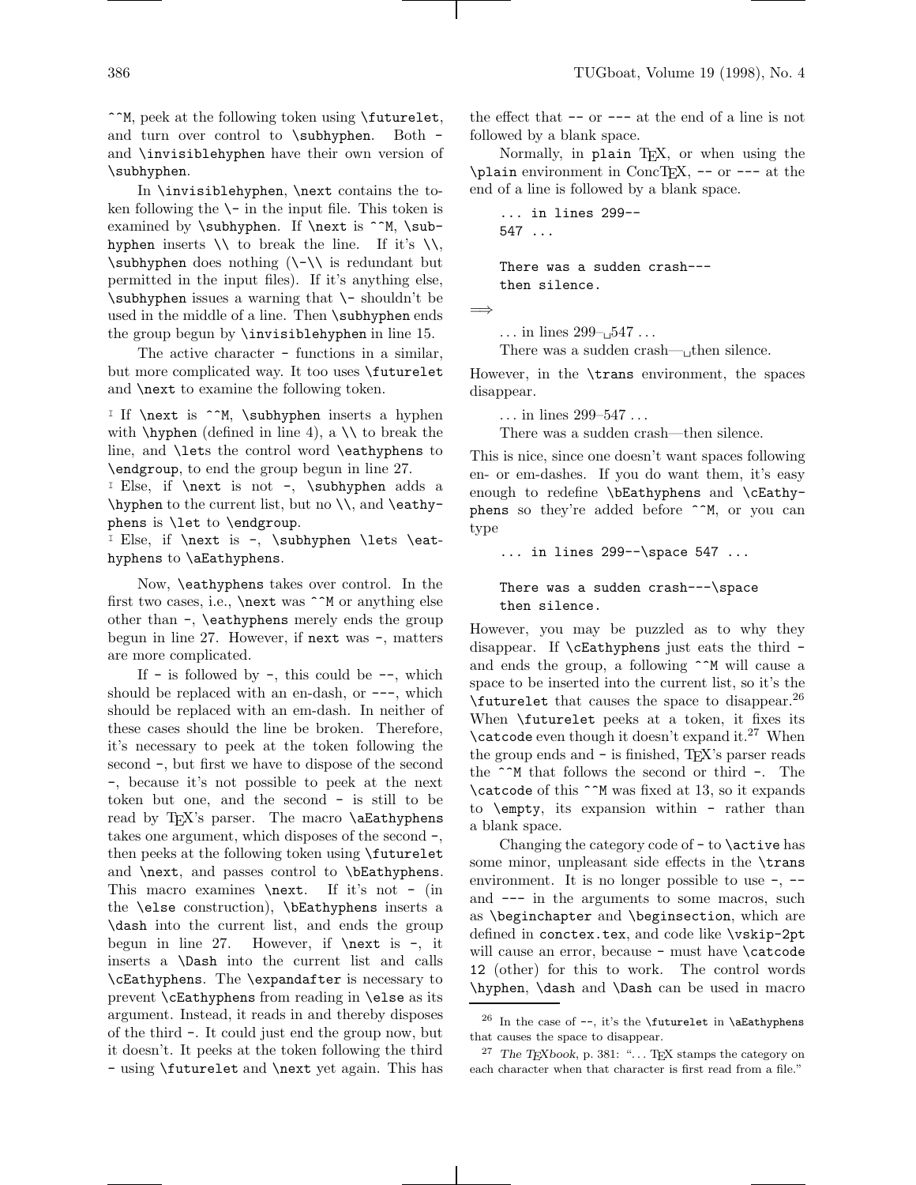`^^M`, peek at the following token using `\futurelet`, and turn over control to `\subhyphen`. Both `-` and `\invisiblehyphen` have their own version of `\subhyphen`.

In `\invisiblehyphen`, `\next` contains the token following the `\-` in the input file. This token is examined by `\subhyphen`. If `\next` is `^^M`, `\subhyphen` inserts `\\` to break the line. If it's `\\`, `\subhyphen` does nothing (`\-\\` is redundant but permitted in the input files). If it's anything else, `\subhyphen` issues a warning that `\-` shouldn't be used in the middle of a line. Then `\subhyphen` ends the group begun by `\invisiblehyphen` in line 15.

The active character `-` functions in a similar, but more complicated way. It too uses `\futurelet` and `\next` to examine the following token.

- If `\next` is `^^M`, `\subhyphen` inserts a hyphen with `\hyphen` (defined in line 4), a `\\` to break the line, and `\let`s the control word `\eathyphens` to `\endgroup`, to end the group begun in line 27.
- Else, if `\next` is not `-`, `\subhyphen` adds a `\hyphen` to the current list, but no `\\`, and `\eathyphens` is `\let` to `\endgroup`.
- Else, if `\next` is `-`, `\subhyphen` `\let`s `\eathyphens` to `\aEathyphens`.

Now, `\eathyphens` takes over control. In the first two cases, i.e., `\next` was `^^M` or anything else other than `-`, `\eathyphens` merely ends the group begun in line 27. However, if `next` was `-`, matters are more complicated.

If `-` is followed by `-`, this could be `--`, which should be replaced with an en-dash, or `---`, which should be replaced with an em-dash. In neither of these cases should the line be broken. Therefore, it's necessary to peek at the token following the second `-`, but first we have to dispose of the second `-`, because it's not possible to peek at the next token but one, and the second `-` is still to be read by TeX's parser. The macro `\aEathyphens` takes one argument, which disposes of the second `-`, then peeks at the following token using `\futurelet` and `\next`, and passes control to `\bEathyphens`. This macro examines `\next`. If it's not `-` (in the `\else` construction), `\bEathyphens` inserts a `\dash` into the current list, and ends the group begun in line 27. However, if `\next` is `-`, it inserts a `\Dash` into the current list and calls `\cEathyphens`. The `\expandafter` is necessary to prevent `\cEathyphens` from reading in `\else` as its argument. Instead, it reads in and thereby disposes of the third `-`. It could just end the group now, but it doesn't. It peeks at the token following the third `-` using `\futurelet` and `\next` yet again. This has the effect that `--` or `---` at the end of a line is not followed by a blank space.

Normally, in `plain` TeX, or when using the `\plain` environment in ConcTeX, `--` or `---` at the end of a line is followed by a blank space.

```
... in lines 299--
547 ...

There was a sudden crash---
then silence.
```

⟹

... in lines 299–␣547 ...

There was a sudden crash—␣then silence.

However, in the `\trans` environment, the spaces disappear.

... in lines 299–547 ...

There was a sudden crash—then silence.

This is nice, since one doesn't want spaces following en- or em-dashes. If you do want them, it's easy enough to redefine `\bEathyphens` and `\cEathyphens` so they're added before `^^M`, or you can type

```
... in lines 299--\space 547 ...

There was a sudden crash---\space
then silence.
```

However, you may be puzzled as to why they disappear. If `\cEathyphens` just eats the third `-` and ends the group, a following `^^M` will cause a space to be inserted into the current list, so it's the `\futurelet` that causes the space to disappear.[26] When `\futurelet` peeks at a token, it fixes its `\catcode` even though it doesn't expand it.[27] When the group ends and `-` is finished, TeX's parser reads the `^^M` that follows the second or third `-`. The `\catcode` of this `^^M` was fixed at 13, so it expands to `\empty`, its expansion within `-` rather than a blank space.

Changing the category code of `-` to `\active` has some minor, unpleasant side effects in the `\trans` environment. It is no longer possible to use `-`, `--` and `---` in the arguments to some macros, such as `\beginchapter` and `\beginsection`, which are defined in `conctex.tex`, and code like `\vskip-2pt` will cause an error, because `-` must have `\catcode` `12` (other) for this to work. The control words `\hyphen`, `\dash` and `\Dash` can be used in macro

---

[26] In the case of `--`, it's the `\futurelet` in `\aEathyphens` that causes the space to disappear.

[27] *The TeXbook*, p. 381: "... TeX stamps the category on each character when that character is first read from a file."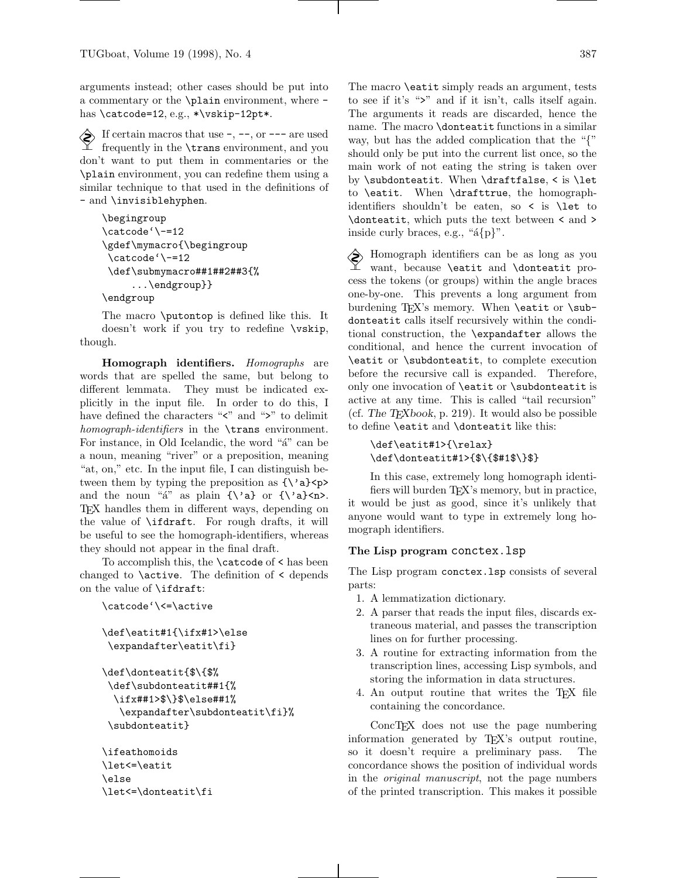arguments instead; other cases should be put into a commentary or the `\plain` environment, where `-` has `\catcode=12`, e.g., `*\vskip-12pt*`.

If certain macros that use `-`, `--`, or `---` are used frequently in the `\trans` environment, and you don't want to put them in commentaries or the `\plain` environment, you can redefine them using a similar technique to that used in the definitions of `-` and `\invisiblehyphen`.

```
\begingroup
\catcode`\-=12
\gdef\mymacro{\begingroup
 \catcode`\-=12
 \def\submymacro##1##2##3{%
     ...\endgroup}}
\endgroup
```

The macro `\putontop` is defined like this. It doesn't work if you try to redefine `\vskip`, though.

**Homograph identifiers.** *Homographs* are words that are spelled the same, but belong to different lemmata. They must be indicated explicitly in the input file. In order to do this, I have defined the characters "<" and ">" to delimit *homograph-identifiers* in the `\trans` environment. For instance, in Old Icelandic, the word "á" can be a noun, meaning "river" or a preposition, meaning "at, on," etc. In the input file, I can distinguish between them by typing the preposition as `{\'a}<p>` and the noun "á" as plain `{\'a}` or `{\'a}<n>`. TEX handles them in different ways, depending on the value of `\ifdraft`. For rough drafts, it will be useful to see the homograph-identifiers, whereas they should not appear in the final draft.

To accomplish this, the `\catcode` of `<` has been changed to `\active`. The definition of `<` depends on the value of `\ifdraft`:

```
\catcode`\<=\active

\def\eatit#1{\ifx#1>\else
 \expandafter\eatit\fi}

\def\donteatit{$\{$%
 \def\subdonteatit##1{%
  \ifx##1>$\}$\else##1%
   \expandafter\subdonteatit\fi}%
 \subdonteatit}

\ifeathomoids
\let<=\eatit
\else
\let<=\donteatit\fi
```

The macro `\eatit` simply reads an argument, tests to see if it's ">" and if it isn't, calls itself again. The arguments it reads are discarded, hence the name. The macro `\donteatit` functions in a similar way, but has the added complication that the "{" should only be put into the current list once, so the main work of not eating the string is taken over by `\subdonteatit`. When `\draftfalse`, `<` is `\let` to `\eatit`. When `\drafttrue`, the homograph-identifiers shouldn't be eaten, so `<` is `\let` to `\donteatit`, which puts the text between `<` and `>` inside curly braces, e.g., "á{p}".

Homograph identifiers can be as long as you want, because `\eatit` and `\donteatit` process the tokens (or groups) within the angle braces one-by-one. This prevents a long argument from burdening TEX's memory. When `\eatit` or `\subdonteatit` calls itself recursively within the conditional construction, the `\expandafter` allows the conditional, and hence the current invocation of `\eatit` or `\subdonteatit`, to complete execution before the recursive call is expanded. Therefore, only one invocation of `\eatit` or `\subdonteatit` is active at any time. This is called "tail recursion" (cf. *The TEXbook*, p. 219). It would also be possible to define `\eatit` and `\donteatit` like this:

```
\def\eatit#1>{\relax}
\def\donteatit#1>{$\{$#1$\}$}
```

In this case, extremely long homograph identifiers will burden TEX's memory, but in practice, it would be just as good, since it's unlikely that anyone would want to type in extremely long homograph identifiers.

### The Lisp program `conctex.lsp`

The Lisp program `conctex.lsp` consists of several parts:

1. A lemmatization dictionary.
2. A parser that reads the input files, discards extraneous material, and passes the transcription lines on for further processing.
3. A routine for extracting information from the transcription lines, accessing Lisp symbols, and storing the information in data structures.
4. An output routine that writes the TEX file containing the concordance.

ConcTEX does not use the page numbering information generated by TEX's output routine, so it doesn't require a preliminary pass. The concordance shows the position of individual words in the *original manuscript*, not the page numbers of the printed transcription. This makes it possible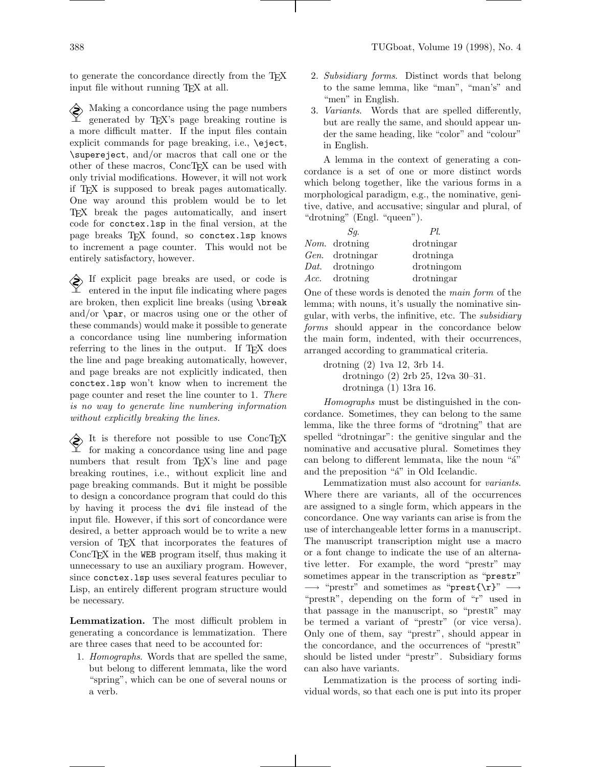to generate the concordance directly from the TeX input file without running TeX at all.

Making a concordance using the page numbers generated by TeX's page breaking routine is a more difficult matter. If the input files contain explicit commands for page breaking, i.e., `\eject`, `\supereject`, and/or macros that call one or the other of these macros, ConcTeX can be used with only trivial modifications. However, it will not work if TeX is supposed to break pages automatically. One way around this problem would be to let TeX break the pages automatically, and insert code for `conctex.lsp` in the final version, at the page breaks TeX found, so `conctex.lsp` knows to increment a page counter. This would not be entirely satisfactory, however.

If explicit page breaks are used, or code is entered in the input file indicating where pages are broken, then explicit line breaks (using `\break` and/or `\par`, or macros using one or the other of these commands) would make it possible to generate a concordance using line numbering information referring to the lines in the output. If TeX does the line and page breaking automatically, however, and page breaks are not explicitly indicated, then `conctex.lsp` won't know when to increment the page counter and reset the line counter to 1. *There is no way to generate line numbering information without explicitly breaking the lines.*

It is therefore not possible to use ConcTeX for making a concordance using line and page numbers that result from TeX's line and page breaking routines, i.e., without explicit line and page breaking commands. But it might be possible to design a concordance program that could do this by having it process the `dvi` file instead of the input file. However, if this sort of concordance were desired, a better approach would be to write a new version of TeX that incorporates the features of ConcTeX in the WEB program itself, thus making it unnecessary to use an auxiliary program. However, since `conctex.lsp` uses several features peculiar to Lisp, an entirely different program structure would be necessary.

**Lemmatization.** The most difficult problem in generating a concordance is lemmatization. There are three cases that need to be accounted for:

1. *Homographs*. Words that are spelled the same, but belong to different lemmata, like the word "spring", which can be one of several nouns or a verb.
2. *Subsidiary forms*. Distinct words that belong to the same lemma, like "man", "man's" and "men" in English.
3. *Variants*. Words that are spelled differently, but are really the same, and should appear under the same heading, like "color" and "colour" in English.

A lemma in the context of generating a concordance is a set of one or more distinct words which belong together, like the various forms in a morphological paradigm, e.g., the nominative, genitive, dative, and accusative; singular and plural, of "drotning" (Engl. "queen").

| | *Sg.* | *Pl.* |
|---|---|---|
| *Nom.* | drotning | drotningar |
| *Gen.* | drotningar | drotninga |
| *Dat.* | drotningo | drotningom |
| *Acc.* | drotning | drotningar |

One of these words is denoted the *main form* of the lemma; with nouns, it's usually the nominative singular, with verbs, the infinitive, etc. The *subsidiary forms* should appear in the concordance below the main form, indented, with their occurrences, arranged according to grammatical criteria.

drotning (2) 1va 12, 3rb 14.
  drotningo (2) 2rb 25, 12va 30–31.
  drotninga (1) 13ra 16.

*Homographs* must be distinguished in the concordance. Sometimes, they can belong to the same lemma, like the three forms of "drotning" that are spelled "drotningar": the genitive singular and the nominative and accusative plural. Sometimes they can belong to different lemmata, like the noun "á" and the preposition "á" in Old Icelandic.

Lemmatization must also account for *variants*. Where there are variants, all of the occurrences are assigned to a single form, which appears in the concordance. One way variants can arise is from the use of interchangeable letter forms in a manuscript. The manuscript transcription might use a macro or a font change to indicate the use of an alternative letter. For example, the word "prestr" may sometimes appear in the transcription as "`prestr`" ⟶ "prestr" and sometimes as "`prest{\r}`" ⟶ "prestʀ", depending on the form of "r" used in that passage in the manuscript, so "prestʀ" may be termed a variant of "prestr" (or vice versa). Only one of them, say "prestr", should appear in the concordance, and the occurrences of "prestʀ" should be listed under "prestr". Subsidiary forms can also have variants.

Lemmatization is the process of sorting individual words, so that each one is put into its proper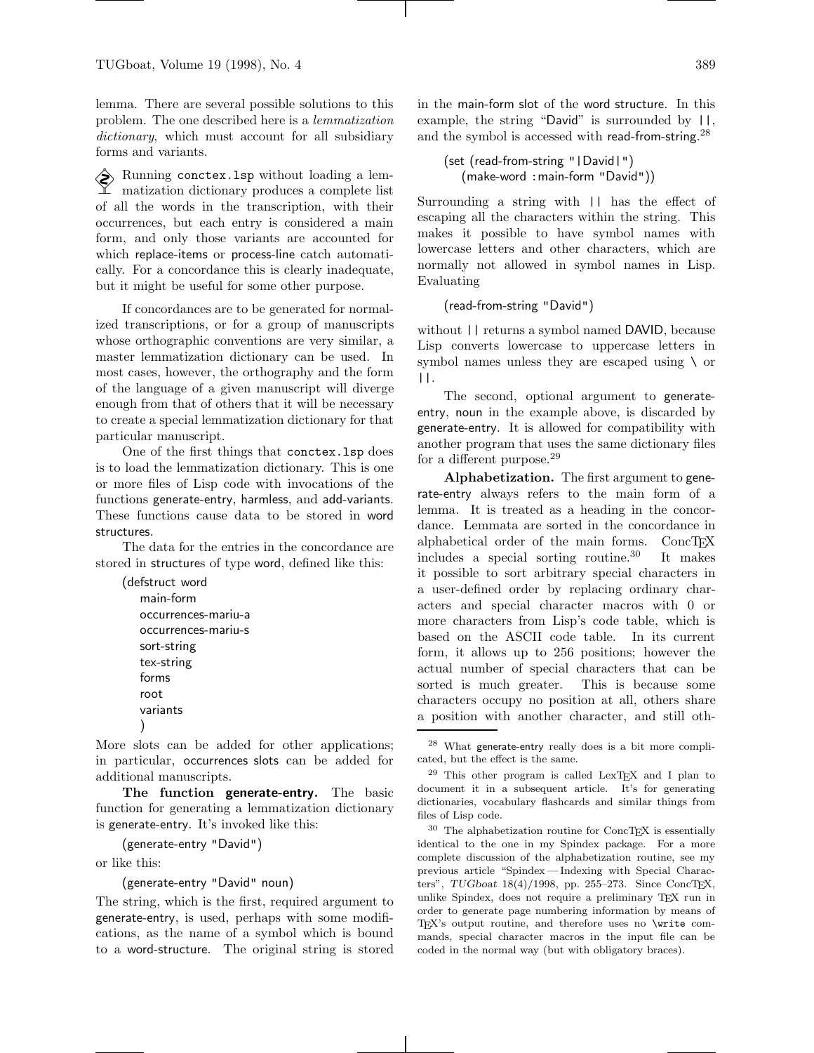lemma. There are several possible solutions to this problem. The one described here is a *lemmatization dictionary*, which must account for all subsidiary forms and variants.

Running `conctex.lsp` without loading a lemmatization dictionary produces a complete list of all the words in the transcription, with their occurrences, but each entry is considered a main form, and only those variants are accounted for which replace-items or process-line catch automatically. For a concordance this is clearly inadequate, but it might be useful for some other purpose.

If concordances are to be generated for normalized transcriptions, or for a group of manuscripts whose orthographic conventions are very similar, a master lemmatization dictionary can be used. In most cases, however, the orthography and the form of the language of a given manuscript will diverge enough from that of others that it will be necessary to create a special lemmatization dictionary for that particular manuscript.

One of the first things that `conctex.lsp` does is to load the lemmatization dictionary. This is one or more files of Lisp code with invocations of the functions generate-entry, harmless, and add-variants. These functions cause data to be stored in word structures.

The data for the entries in the concordance are stored in structures of type word, defined like this:

```
(defstruct word
   main-form
   occurrences-mariu-a
   occurrences-mariu-s
   sort-string
   tex-string
   forms
   root
   variants
   )
```

More slots can be added for other applications; in particular, occurrences slots can be added for additional manuscripts.

**The function generate-entry.** The basic function for generating a lemmatization dictionary is generate-entry. It's invoked like this:

```
(generate-entry "David")
```

or like this:

```
(generate-entry "David" noun)
```

The string, which is the first, required argument to generate-entry, is used, perhaps with some modifications, as the name of a symbol which is bound to a word-structure. The original string is stored in the main-form slot of the word structure. In this example, the string "David" is surrounded by ||, and the symbol is accessed with read-from-string.[28]

```
(set (read-from-string "|David|")
   (make-word :main-form "David"))
```

Surrounding a string with || has the effect of escaping all the characters within the string. This makes it possible to have symbol names with lowercase letters and other characters, which are normally not allowed in symbol names in Lisp. Evaluating

```
(read-from-string "David")
```

without || returns a symbol named DAVID, because Lisp converts lowercase to uppercase letters in symbol names unless they are escaped using \ or ||.

The second, optional argument to generate-entry, noun in the example above, is discarded by generate-entry. It is allowed for compatibility with another program that uses the same dictionary files for a different purpose.[29]

**Alphabetization.** The first argument to generate-entry always refers to the main form of a lemma. It is treated as a heading in the concordance. Lemmata are sorted in the concordance in alphabetical order of the main forms. ConcTEX includes a special sorting routine.[30] It makes it possible to sort arbitrary special characters in a user-defined order by replacing ordinary characters and special character macros with 0 or more characters from Lisp's code table, which is based on the ASCII code table. In its current form, it allows up to 256 positions; however the actual number of special characters that can be sorted is much greater. This is because some characters occupy no position at all, others share a position with another character, and still oth-

---

[28] What generate-entry really does is a bit more complicated, but the effect is the same.

[29] This other program is called LexTEX and I plan to document it in a subsequent article. It's for generating dictionaries, vocabulary flashcards and similar things from files of Lisp code.

[30] The alphabetization routine for ConcTEX is essentially identical to the one in my Spindex package. For a more complete discussion of the alphabetization routine, see my previous article "Spindex — Indexing with Special Characters", *TUGboat* 18(4)/1998, pp. 255–273. Since ConcTEX, unlike Spindex, does not require a preliminary TEX run in order to generate page numbering information by means of TEX's output routine, and therefore uses no `\write` commands, special character macros in the input file can be coded in the normal way (but with obligatory braces).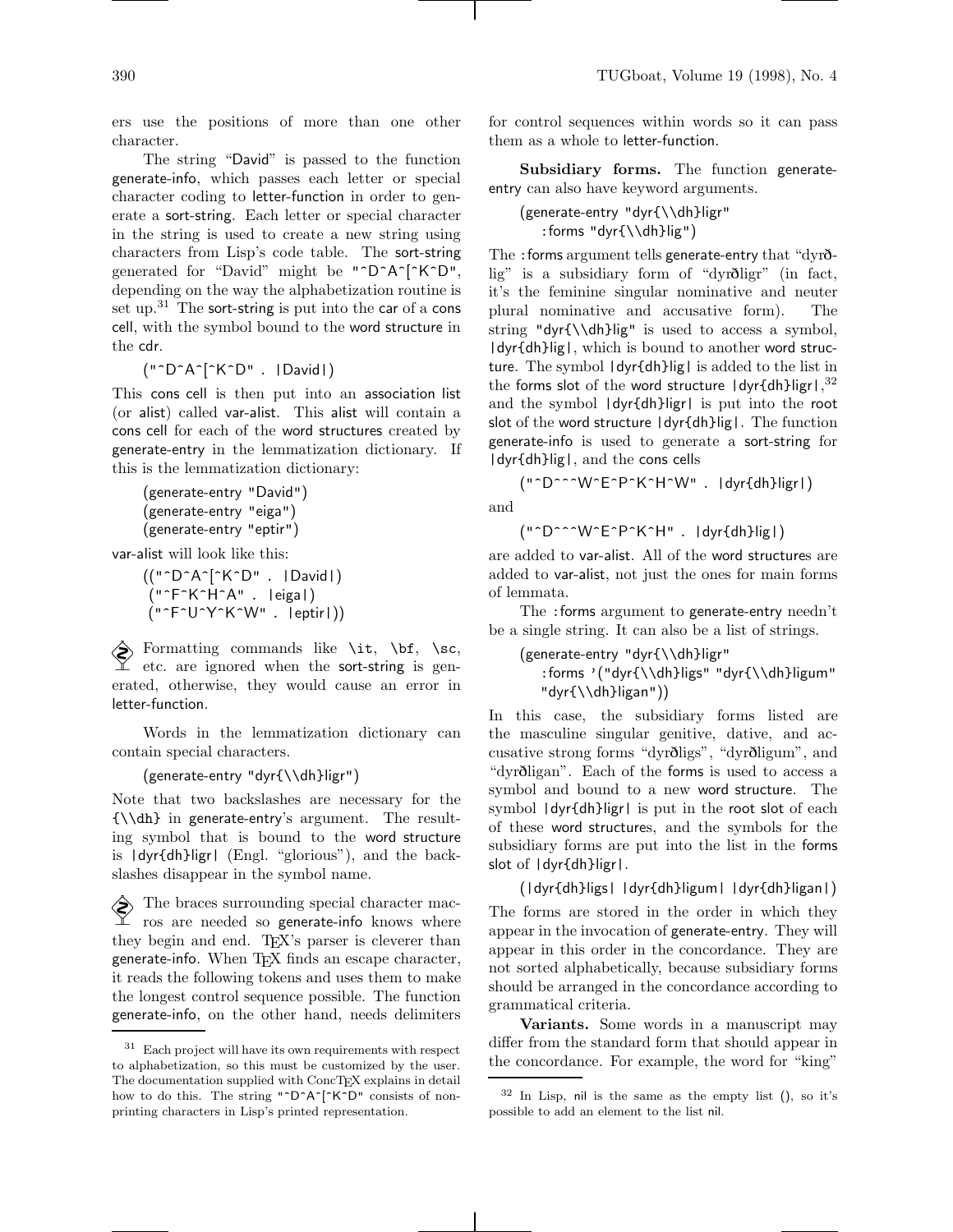ers use the positions of more than one other character.

The string "David" is passed to the function generate-info, which passes each letter or special character coding to letter-function in order to generate a sort-string. Each letter or special character in the string is used to create a new string using characters from Lisp's code table. The sort-string generated for "David" might be `"^D^A^[^K^D"`, depending on the way the alphabetization routine is set up.[31] The sort-string is put into the car of a cons cell, with the symbol bound to the word structure in the cdr.

```
("^D^A^[^K^D" . |David|)
```

This cons cell is then put into an association list (or alist) called var-alist. This alist will contain a cons cell for each of the word structures created by generate-entry in the lemmatization dictionary. If this is the lemmatization dictionary:

```
(generate-entry "David")
(generate-entry "eiga")
(generate-entry "eptir")
```

var-alist will look like this:

```
(("^D^A^[^K^D" . |David|)
 ("^F^K^H^A" . |eiga|)
 ("^F^U^Y^K^W" . |eptir|))
```

Formatting commands like `\it`, `\bf`, `\sc`, etc. are ignored when the sort-string is generated, otherwise, they would cause an error in letter-function.

Words in the lemmatization dictionary can contain special characters.

```
(generate-entry "dyr{\\dh}ligr")
```

Note that two backslashes are necessary for the `{\\dh}` in generate-entry's argument. The resulting symbol that is bound to the word structure is |dyr{dh}ligr| (Engl. "glorious"), and the backslashes disappear in the symbol name.

The braces surrounding special character macros are needed so generate-info knows where they begin and end. TeX's parser is cleverer than generate-info. When TeX finds an escape character, it reads the following tokens and uses them to make the longest control sequence possible. The function generate-info, on the other hand, needs delimiters for control sequences within words so it can pass them as a whole to letter-function.

**Subsidiary forms.** The function generate-entry can also have keyword arguments.

```
(generate-entry "dyr{\\dh}ligr"
   :forms "dyr{\\dh}lig")
```

The :forms argument tells generate-entry that "dyrðlig" is a subsidiary form of "dyrðligr" (in fact, it's the feminine singular nominative and neuter plural nominative and accusative form). The string "dyr{\\dh}lig" is used to access a symbol, |dyr{dh}lig|, which is bound to another word structure. The symbol |dyr{dh}lig| is added to the list in the forms slot of the word structure |dyr{dh}ligr|,[32] and the symbol |dyr{dh}ligr| is put into the root slot of the word structure |dyr{dh}lig|. The function generate-info is used to generate a sort-string for |dyr{dh}lig|, and the cons cells

```
("^D^^^W^E^P^K^H^W" . |dyr{dh}ligr|)
```

and

```
("^D^^^W^E^P^K^H" . |dyr{dh}lig|)
```

are added to var-alist. All of the word structures are added to var-alist, not just the ones for main forms of lemmata.

The :forms argument to generate-entry needn't be a single string. It can also be a list of strings.

```
(generate-entry "dyr{\\dh}ligr"
   :forms '("dyr{\\dh}ligs" "dyr{\\dh}ligum"
   "dyr{\\dh}ligan"))
```

In this case, the subsidiary forms listed are the masculine singular genitive, dative, and accusative strong forms "dyrðligs", "dyrðligum", and "dyrðligan". Each of the forms is used to access a symbol and bound to a new word structure. The symbol |dyr{dh}ligr| is put in the root slot of each of these word structures, and the symbols for the subsidiary forms are put into the list in the forms slot of |dyr{dh}ligr|.

```
(|dyr{dh}ligs| |dyr{dh}ligum| |dyr{dh}ligan|)
```

The forms are stored in the order in which they appear in the invocation of generate-entry. They will appear in this order in the concordance. They are not sorted alphabetically, because subsidiary forms should be arranged in the concordance according to grammatical criteria.

**Variants.** Some words in a manuscript may differ from the standard form that should appear in the concordance. For example, the word for "king"

[31] Each project will have its own requirements with respect to alphabetization, so this must be customized by the user. The documentation supplied with ConcTeX explains in detail how to do this. The string `"^D^A^[^K^D"` consists of nonprinting characters in Lisp's printed representation.

[32] In Lisp, nil is the same as the empty list (), so it's possible to add an element to the list nil.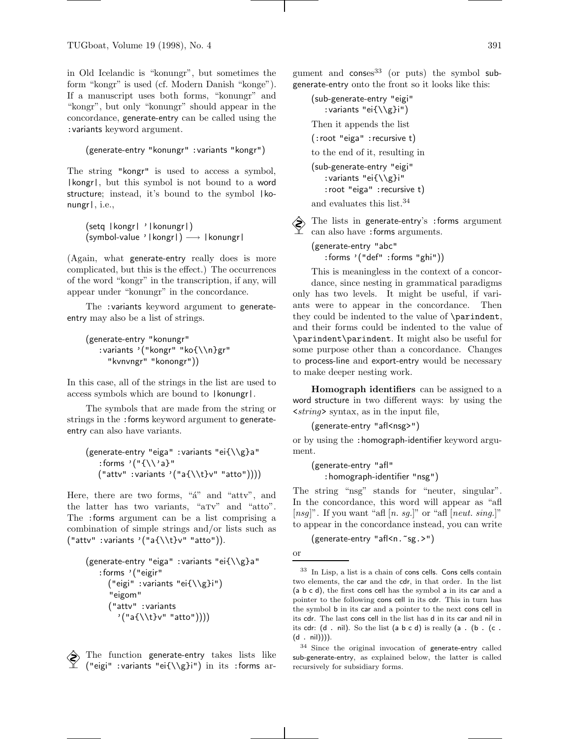in Old Icelandic is "konungr", but sometimes the form "kongr" is used (cf. Modern Danish "konge"). If a manuscript uses both forms, "konungr" and "kongr", but only "konungr" should appear in the concordance, generate-entry can be called using the :variants keyword argument.

```
(generate-entry "konungr" :variants "kongr")
```

The string "kongr" is used to access a symbol, |kongr|, but this symbol is not bound to a word structure; instead, it's bound to the symbol |konungr|, i.e.,

```
(setq |kongr| '|konungr|)
(symbol-value '|kongr|) ⟶ |konungr|
```

(Again, what generate-entry really does is more complicated, but this is the effect.) The occurrences of the word "kongr" in the transcription, if any, will appear under "konungr" in the concordance.

The :variants keyword argument to generate-entry may also be a list of strings.

```
(generate-entry "konungr"
   :variants '("kongr" "ko{\\n}gr"
     "kvnvngr" "konongr"))
```

In this case, all of the strings in the list are used to access symbols which are bound to |konungr|.

The symbols that are made from the string or strings in the :forms keyword argument to generate-entry can also have variants.

```
(generate-entry "eiga" :variants "ei{\\g}a"
   :forms '("{\\'a}"
   ("attv" :variants '("a{\\t}v" "atto"))))
```

Here, there are two forms, "á" and "attv", and the latter has two variants, "aᴛv" and "atto". The :forms argument can be a list comprising a combination of simple strings and/or lists such as ("attv" :variants '("a{\\t}v" "atto")).

```
(generate-entry "eiga" :variants "ei{\\g}a"
   :forms '("eigir"
     ("eigi" :variants "ei{\\g}i")
     "eigom"
     ("attv" :variants
       '("a{\\t}v" "atto"))))
```

The function generate-entry takes lists like ("eigi" :variants "ei{\\g}i") in its :forms argument and conses[33] (or puts) the symbol sub-generate-entry onto the front so it looks like this:

```
(sub-generate-entry "eigi"
   :variants "ei{\\g}i")
```

Then it appends the list

```
(:root "eiga" :recursive t)
```

to the end of it, resulting in

```
(sub-generate-entry "eigi"
   :variants "ei{\\g}i"
   :root "eiga" :recursive t)
```

and evaluates this list.[34]

The lists in generate-entry's :forms argument can also have :forms arguments.

```
(generate-entry "abc"
   :forms '("def" :forms "ghi"))
```

This is meaningless in the context of a concordance, since nesting in grammatical paradigms only has two levels. It might be useful, if variants were to appear in the concordance. Then they could be indented to the value of `\parindent`, and their forms could be indented to the value of `\parindent\parindent`. It might also be useful for some purpose other than a concordance. Changes to process-line and export-entry would be necessary to make deeper nesting work.

**Homograph identifiers** can be assigned to a word structure in two different ways: by using the <*string*> syntax, as in the input file,

```
(generate-entry "afl<nsg>")
```

or by using the :homograph-identifier keyword argument.

```
(generate-entry "afl"
   :homograph-identifier "nsg")
```

The string "nsg" stands for "neuter, singular". In the concordance, this word will appear as "afl [*nsg*]". If you want "afl [*n. sg.*]" or "afl [*neut. sing.*]" to appear in the concordance instead, you can write

```
(generate-entry "afl<n.~sg.>")
```

or

---

[33] In Lisp, a list is a chain of cons cells. Cons cells contain two elements, the car and the cdr, in that order. In the list (a b c d), the first cons cell has the symbol a in its car and a pointer to the following cons cell in its cdr. This in turn has the symbol b in its car and a pointer to the next cons cell in its cdr. The last cons cell in the list has d in its car and nil in its cdr: (d . nil). So the list (a b c d) is really (a . (b . (c . (d . nil)))).

[34] Since the original invocation of generate-entry called sub-generate-entry, as explained below, the latter is called recursively for subsidiary forms.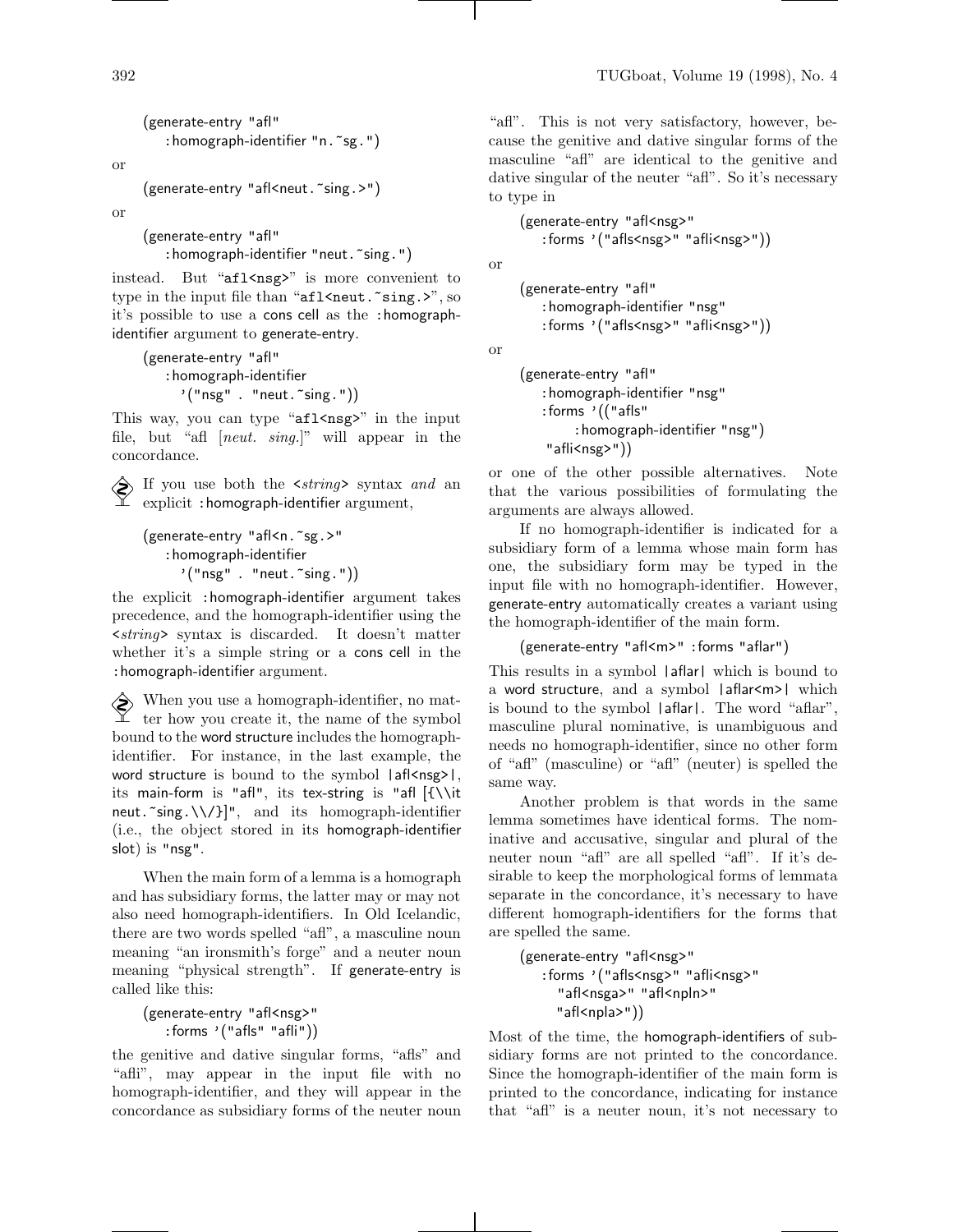```
(generate-entry "afl"
    :homograph-identifier "n.~sg.")
```

or

```
(generate-entry "afl<neut.~sing.>")
```

or

```
(generate-entry "afl"
    :homograph-identifier "neut.~sing.")
```

instead. But "afl<nsg>" is more convenient to type in the input file than "afl<neut.~sing.>", so it's possible to use a cons cell as the :homograph-identifier argument to generate-entry.

```
(generate-entry "afl"
    :homograph-identifier
      '("nsg" . "neut.~sing."))
```

This way, you can type "afl<nsg>" in the input file, but "afl [*neut. sing.*]" will appear in the concordance.

If you use both the <*string*> syntax *and* an explicit :homograph-identifier argument,

```
(generate-entry "afl<n.~sg.>"
    :homograph-identifier
      '("nsg" . "neut.~sing."))
```

the explicit :homograph-identifier argument takes precedence, and the homograph-identifier using the <*string*> syntax is discarded. It doesn't matter whether it's a simple string or a cons cell in the :homograph-identifier argument.

When you use a homograph-identifier, no matter how you create it, the name of the symbol bound to the word structure includes the homograph-identifier. For instance, in the last example, the word structure is bound to the symbol |afl<nsg>|, its main-form is "afl", its tex-string is "afl [{\\it neut.~sing.\\/}]", and its homograph-identifier (i.e., the object stored in its homograph-identifier slot) is "nsg".

When the main form of a lemma is a homograph and has subsidiary forms, the latter may or may not also need homograph-identifiers. In Old Icelandic, there are two words spelled "afl", a masculine noun meaning "an ironsmith's forge" and a neuter noun meaning "physical strength". If generate-entry is called like this:

```
(generate-entry "afl<nsg>"
    :forms '("afls" "afli"))
```

the genitive and dative singular forms, "afls" and "afli", may appear in the input file with no homograph-identifier, and they will appear in the concordance as subsidiary forms of the neuter noun "afl". This is not very satisfactory, however, because the genitive and dative singular forms of the masculine "afl" are identical to the genitive and dative singular of the neuter "afl". So it's necessary to type in

```
(generate-entry "afl<nsg>"
    :forms '("afls<nsg>" "afli<nsg>"))
```

or

```
(generate-entry "afl"
    :homograph-identifier "nsg"
    :forms '("afls<nsg>" "afli<nsg>"))
```

or

```
(generate-entry "afl"
    :homograph-identifier "nsg"
    :forms '(("afls"
        :homograph-identifier "nsg")
     "afli<nsg>"))
```

or one of the other possible alternatives. Note that the various possibilities of formulating the arguments are always allowed.

If no homograph-identifier is indicated for a subsidiary form of a lemma whose main form has one, the subsidiary form may be typed in the input file with no homograph-identifier. However, generate-entry automatically creates a variant using the homograph-identifier of the main form.

```
(generate-entry "afl<m>" :forms "aflar")
```

This results in a symbol |aflar| which is bound to a word structure, and a symbol |aflar<m>| which is bound to the symbol |aflar|. The word "aflar", masculine plural nominative, is unambiguous and needs no homograph-identifier, since no other form of "afl" (masculine) or "afl" (neuter) is spelled the same way.

Another problem is that words in the same lemma sometimes have identical forms. The nominative and accusative, singular and plural of the neuter noun "afl" are all spelled "afl". If it's desirable to keep the morphological forms of lemmata separate in the concordance, it's necessary to have different homograph-identifiers for the forms that are spelled the same.

```
(generate-entry "afl<nsg>"
    :forms '("afls<nsg>" "afli<nsg>"
      "afl<nsga>" "afl<npln>"
      "afl<npla>"))
```

Most of the time, the homograph-identifiers of subsidiary forms are not printed to the concordance. Since the homograph-identifier of the main form is printed to the concordance, indicating for instance that "afl" is a neuter noun, it's not necessary to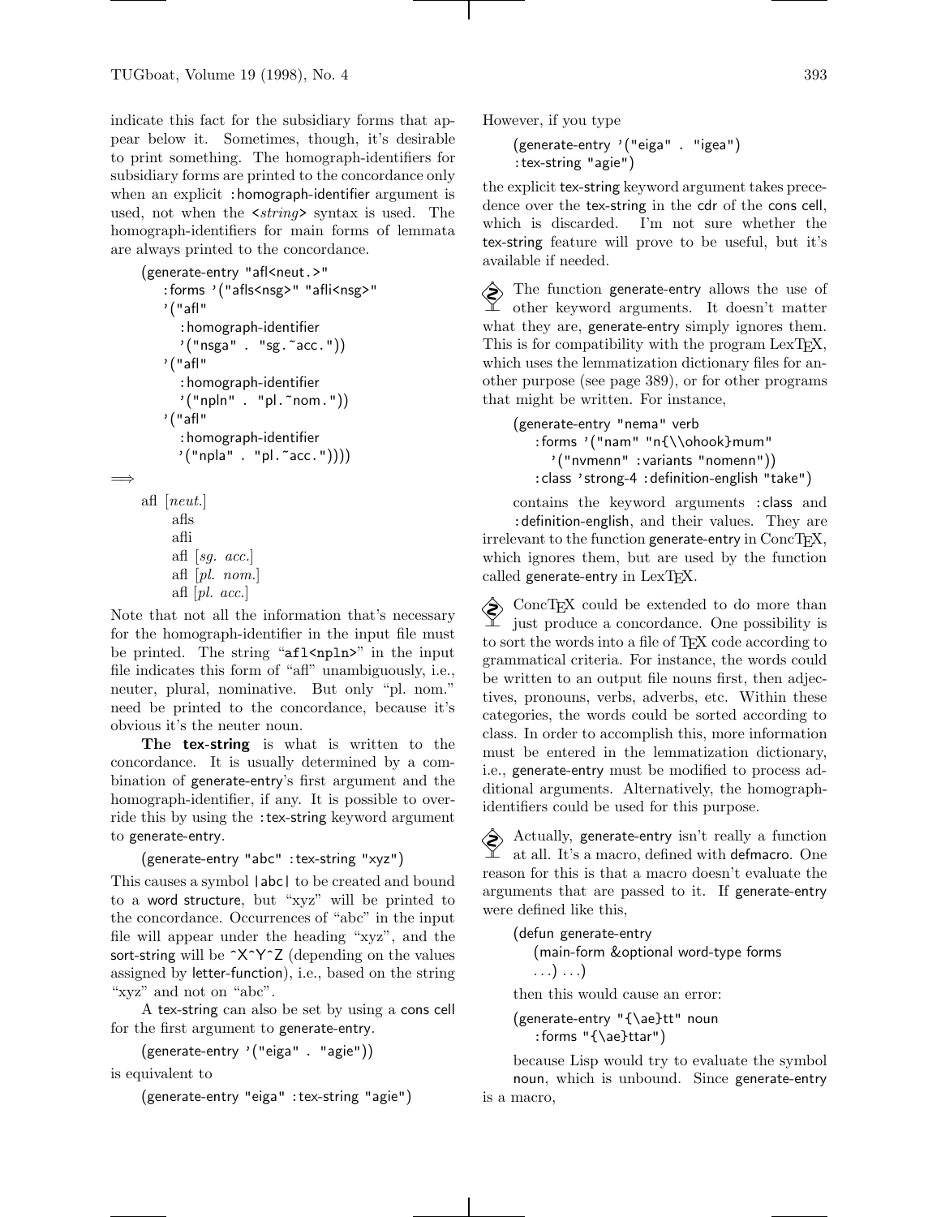indicate this fact for the subsidiary forms that appear below it. Sometimes, though, it's desirable to print something. The homograph-identifiers for subsidiary forms are printed to the concordance only when an explicit :homograph-identifier argument is used, not when the <*string*> syntax is used. The homograph-identifiers for main forms of lemmata are always printed to the concordance.

```
(generate-entry "afl<neut.>"
   :forms '("afls<nsg>" "afli<nsg>"
   '("afl"
     :homograph-identifier
     '("nsga" . "sg.~acc."))
   '("afl"
     :homograph-identifier
     '("npln" . "pl.~nom."))
   '("afl"
     :homograph-identifier
     '("npla" . "pl.~acc."))))
```

⟹

afl [*neut.*]
  afls
  afli
  afl [*sg. acc.*]
  afl [*pl. nom.*]
  afl [*pl. acc.*]

Note that not all the information that's necessary for the homograph-identifier in the input file must be printed. The string "afl<npln>" in the input file indicates this form of "afl" unambiguously, i.e., neuter, plural, nominative. But only "pl. nom." need be printed to the concordance, because it's obvious it's the neuter noun.

**The tex-string** is what is written to the concordance. It is usually determined by a combination of generate-entry's first argument and the homograph-identifier, if any. It is possible to override this by using the :tex-string keyword argument to generate-entry.

```
(generate-entry "abc" :tex-string "xyz")
```

This causes a symbol |abc| to be created and bound to a word structure, but "xyz" will be printed to the concordance. Occurrences of "abc" in the input file will appear under the heading "xyz", and the sort-string will be ^X^Y^Z (depending on the values assigned by letter-function), i.e., based on the string "xyz" and not on "abc".

A tex-string can also be set by using a cons cell for the first argument to generate-entry.

```
(generate-entry '("eiga" . "agie"))
```

is equivalent to

```
(generate-entry "eiga" :tex-string "agie")
```

However, if you type

```
(generate-entry '("eiga" . "igea")
:tex-string "agie")
```

the explicit tex-string keyword argument takes precedence over the tex-string in the cdr of the cons cell, which is discarded. I'm not sure whether the tex-string feature will prove to be useful, but it's available if needed.

The function generate-entry allows the use of other keyword arguments. It doesn't matter what they are, generate-entry simply ignores them. This is for compatibility with the program LexTEX, which uses the lemmatization dictionary files for another purpose (see page 389), or for other programs that might be written. For instance,

```
(generate-entry "nema" verb
   :forms '("nam" "n{\\ohook}mum"
     '("nvmenn" :variants "nomenn"))
   :class 'strong-4 :definition-english "take")
```

contains the keyword arguments :class and :definition-english, and their values. They are irrelevant to the function generate-entry in ConcTEX, which ignores them, but are used by the function called generate-entry in LexTEX.

ConcTEX could be extended to do more than just produce a concordance. One possibility is to sort the words into a file of TEX code according to grammatical criteria. For instance, the words could be written to an output file nouns first, then adjectives, pronouns, verbs, adverbs, etc. Within these categories, the words could be sorted according to class. In order to accomplish this, more information must be entered in the lemmatization dictionary, i.e., generate-entry must be modified to process additional arguments. Alternatively, the homograph-identifiers could be used for this purpose.

Actually, generate-entry isn't really a function at all. It's a macro, defined with defmacro. One reason for this is that a macro doesn't evaluate the arguments that are passed to it. If generate-entry were defined like this,

```
(defun generate-entry
   (main-form &optional word-type forms
   ...) ...)
```

then this would cause an error:

```
(generate-entry "{\ae}tt" noun
   :forms "{\ae}ttar")
```

because Lisp would try to evaluate the symbol noun, which is unbound. Since generate-entry is a macro,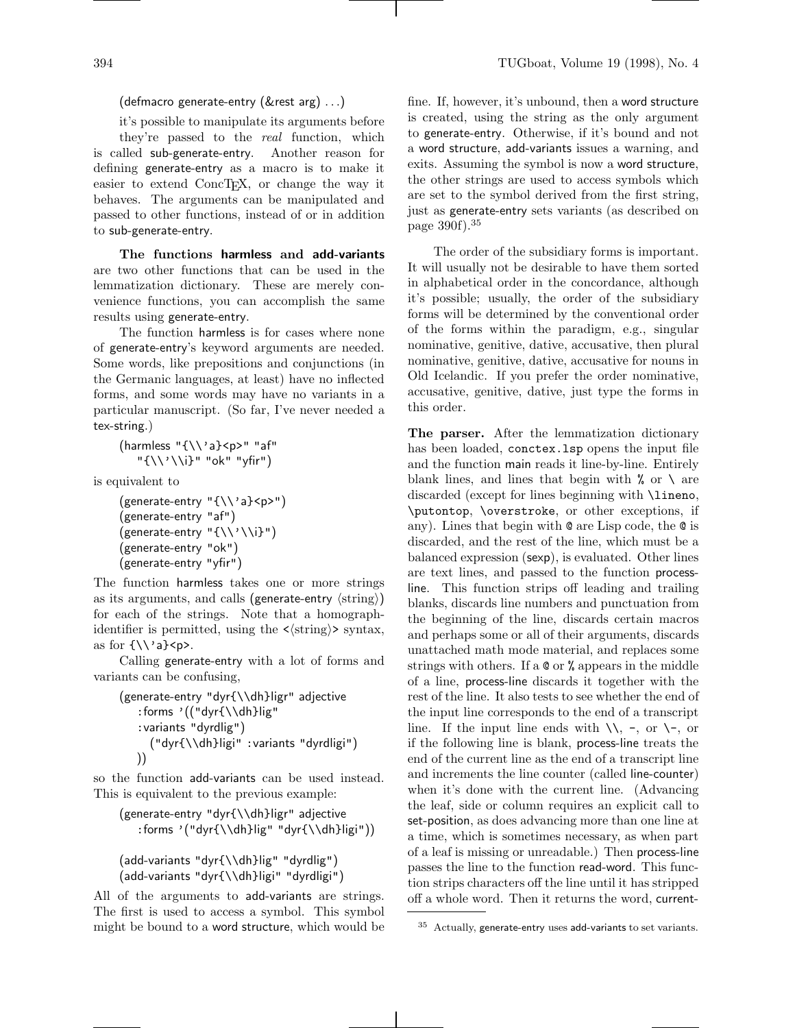```
(defmacro generate-entry (&rest arg) ...)
```

it's possible to manipulate its arguments before they're passed to the *real* function, which is called sub-generate-entry. Another reason for defining generate-entry as a macro is to make it easier to extend ConcTEX, or change the way it behaves. The arguments can be manipulated and passed to other functions, instead of or in addition to sub-generate-entry.

**The functions harmless and add-variants** are two other functions that can be used in the lemmatization dictionary. These are merely convenience functions, you can accomplish the same results using generate-entry.

The function harmless is for cases where none of generate-entry's keyword arguments are needed. Some words, like prepositions and conjunctions (in the Germanic languages, at least) have no inflected forms, and some words may have no variants in a particular manuscript. (So far, I've never needed a tex-string.)

```
(harmless "{\\'a}<p>" "af"
   "{\\'\\i}" "ok" "yfir")
```

is equivalent to

```
(generate-entry "{\\'a}<p>")
(generate-entry "af")
(generate-entry "{\\'\\i}")
(generate-entry "ok")
(generate-entry "yfir")
```

The function harmless takes one or more strings as its arguments, and calls (generate-entry ⟨string⟩) for each of the strings. Note that a homograph-identifier is permitted, using the <⟨string⟩> syntax, as for {\\'a}<p>.

Calling generate-entry with a lot of forms and variants can be confusing,

```
(generate-entry "dyr{\\dh}ligr" adjective
   :forms '(("dyr{\\dh}lig"
   :variants "dyrdlig")
     ("dyr{\\dh}ligi" :variants "dyrdligi")
   ))
```

so the function add-variants can be used instead. This is equivalent to the previous example:

```
(generate-entry "dyr{\\dh}ligr" adjective
   :forms '("dyr{\\dh}lig" "dyr{\\dh}ligi"))

(add-variants "dyr{\\dh}lig" "dyrdlig")
(add-variants "dyr{\\dh}ligi" "dyrdligi")
```

All of the arguments to add-variants are strings. The first is used to access a symbol. This symbol might be bound to a word structure, which would be fine. If, however, it's unbound, then a word structure is created, using the string as the only argument to generate-entry. Otherwise, if it's bound and not a word structure, add-variants issues a warning, and exits. Assuming the symbol is now a word structure, the other strings are used to access symbols which are set to the symbol derived from the first string, just as generate-entry sets variants (as described on page 390f).[35]

The order of the subsidiary forms is important. It will usually not be desirable to have them sorted in alphabetical order in the concordance, although it's possible; usually, the order of the subsidiary forms will be determined by the conventional order of the forms within the paradigm, e.g., singular nominative, genitive, dative, accusative, then plural nominative, genitive, dative, accusative for nouns in Old Icelandic. If you prefer the order nominative, accusative, genitive, dative, just type the forms in this order.

**The parser.** After the lemmatization dictionary has been loaded, `conctex.lsp` opens the input file and the function main reads it line-by-line. Entirely blank lines, and lines that begin with `%` or `\` are discarded (except for lines beginning with `\lineno`, `\putontop`, `\overstroke`, or other exceptions, if any). Lines that begin with `@` are Lisp code, the `@` is discarded, and the rest of the line, which must be a balanced expression (sexp), is evaluated. Other lines are text lines, and passed to the function process-line. This function strips off leading and trailing blanks, discards line numbers and punctuation from the beginning of the line, discards certain macros and perhaps some or all of their arguments, discards unattached math mode material, and replaces some strings with others. If a `@` or `%` appears in the middle of a line, process-line discards it together with the rest of the line. It also tests to see whether the end of the input line corresponds to the end of a transcript line. If the input line ends with `\\`, `-`, or `\-`, or if the following line is blank, process-line treats the end of the current line as the end of a transcript line and increments the line counter (called line-counter) when it's done with the current line. (Advancing the leaf, side or column requires an explicit call to set-position, as does advancing more than one line at a time, which is sometimes necessary, as when part of a leaf is missing or unreadable.) Then process-line passes the line to the function read-word. This function strips characters off the line until it has stripped off a whole word. Then it returns the word, current-

[35] Actually, generate-entry uses add-variants to set variants.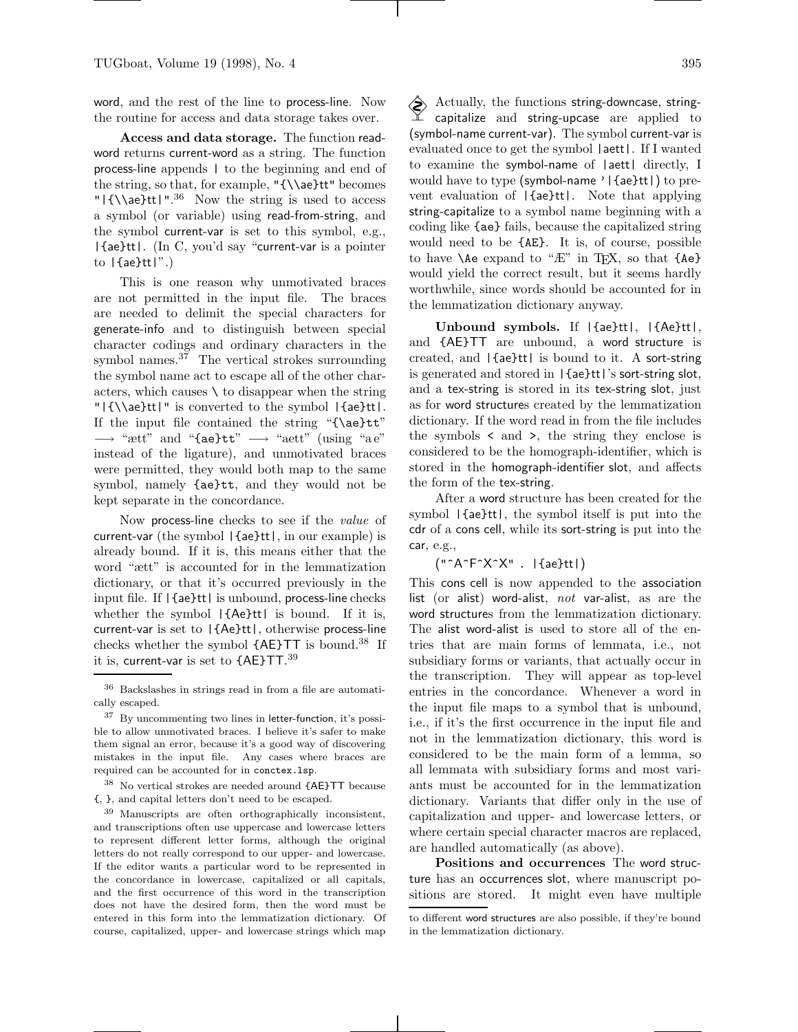word, and the rest of the line to process-line. Now the routine for access and data storage takes over.

**Access and data storage.** The function read-word returns current-word as a string. The function process-line appends | to the beginning and end of the string, so that, for example, "{\\ae}tt" becomes "|{\\ae}tt|".[36] Now the string is used to access a symbol (or variable) using read-from-string, and the symbol current-var is set to this symbol, e.g., |{ae}tt|. (In C, you'd say "current-var is a pointer to |{ae}tt|".)

This is one reason why unmotivated braces are not permitted in the input file. The braces are needed to delimit the special characters for generate-info and to distinguish between special character codings and ordinary characters in the symbol names.[37] The vertical strokes surrounding the symbol name act to escape all of the other characters, which causes \ to disappear when the string "|{\\ae}tt|" is converted to the symbol |{ae}tt|. If the input file contained the string "{\ae}tt" ⟶ "ætt" and "{ae}tt" ⟶ "aett" (using "a e" instead of the ligature), and unmotivated braces were permitted, they would both map to the same symbol, namely {ae}tt, and they would not be kept separate in the concordance.

Now process-line checks to see if the *value* of current-var (the symbol |{ae}tt|, in our example) is already bound. If it is, this means either that the word "ætt" is accounted for in the lemmatization dictionary, or that it's occurred previously in the input file. If |{ae}tt| is unbound, process-line checks whether the symbol |{Ae}tt| is bound. If it is, current-var is set to |{Ae}tt|, otherwise process-line checks whether the symbol {AE}TT is bound.[38] If it is, current-var is set to {AE}TT.[39]

[36] Backslashes in strings read in from a file are automatically escaped.

[37] By uncommenting two lines in letter-function, it's possible to allow unmotivated braces. I believe it's safer to make them signal an error, because it's a good way of discovering mistakes in the input file. Any cases where braces are required can be accounted for in conctex.lsp.

[38] No vertical strokes are needed around {AE}TT because {, }, and capital letters don't need to be escaped.

[39] Manuscripts are often orthographically inconsistent, and transcriptions often use uppercase and lowercase letters to represent different letter forms, although the original letters do not really correspond to our upper- and lowercase. If the editor wants a particular word to be represented in the concordance in lowercase, capitalized or all capitals, and the first occurrence of this word in the transcription does not have the desired form, then the word must be entered in this form into the lemmatization dictionary. Of course, capitalized, upper- and lowercase strings which map to different word structures are also possible, if they're bound in the lemmatization dictionary.

Actually, the functions string-downcase, string-capitalize and string-upcase are applied to (symbol-name current-var). The symbol current-var is evaluated once to get the symbol |aett|. If I wanted to examine the symbol-name of |aett| directly, I would have to type (symbol-name '|{ae}tt|) to prevent evaluation of |{ae}tt|. Note that applying string-capitalize to a symbol name beginning with a coding like {ae} fails, because the capitalized string would need to be {AE}. It is, of course, possible to have \Ae expand to "Æ" in TEX, so that {Ae} would yield the correct result, but it seems hardly worthwhile, since words should be accounted for in the lemmatization dictionary anyway.

**Unbound symbols.** If |{ae}tt|, |{Ae}tt|, and {AE}TT are unbound, a word structure is created, and |{ae}tt| is bound to it. A sort-string is generated and stored in |{ae}tt|'s sort-string slot, and a tex-string is stored in its tex-string slot, just as for word structures created by the lemmatization dictionary. If the word read in from the file includes the symbols < and >, the string they enclose is considered to be the homograph-identifier, which is stored in the homograph-identifier slot, and affects the form of the tex-string.

After a word structure has been created for the symbol |{ae}tt|, the symbol itself is put into the cdr of a cons cell, while its sort-string is put into the car, e.g.,

```
("^A^F^X^X" . |{ae}tt|)
```

This cons cell is now appended to the association list (or alist) word-alist, *not* var-alist, as are the word structures from the lemmatization dictionary. The alist word-alist is used to store all of the entries that are main forms of lemmata, i.e., not subsidiary forms or variants, that actually occur in the transcription. They will appear as top-level entries in the concordance. Whenever a word in the input file maps to a symbol that is unbound, i.e., if it's the first occurrence in the input file and not in the lemmatization dictionary, this word is considered to be the main form of a lemma, so all lemmata with subsidiary forms and most variants must be accounted for in the lemmatization dictionary. Variants that differ only in the use of capitalization and upper- and lowercase letters, or where certain special character macros are replaced, are handled automatically (as above).

**Positions and occurrences** The word structure has an occurrences slot, where manuscript positions are stored. It might even have multiple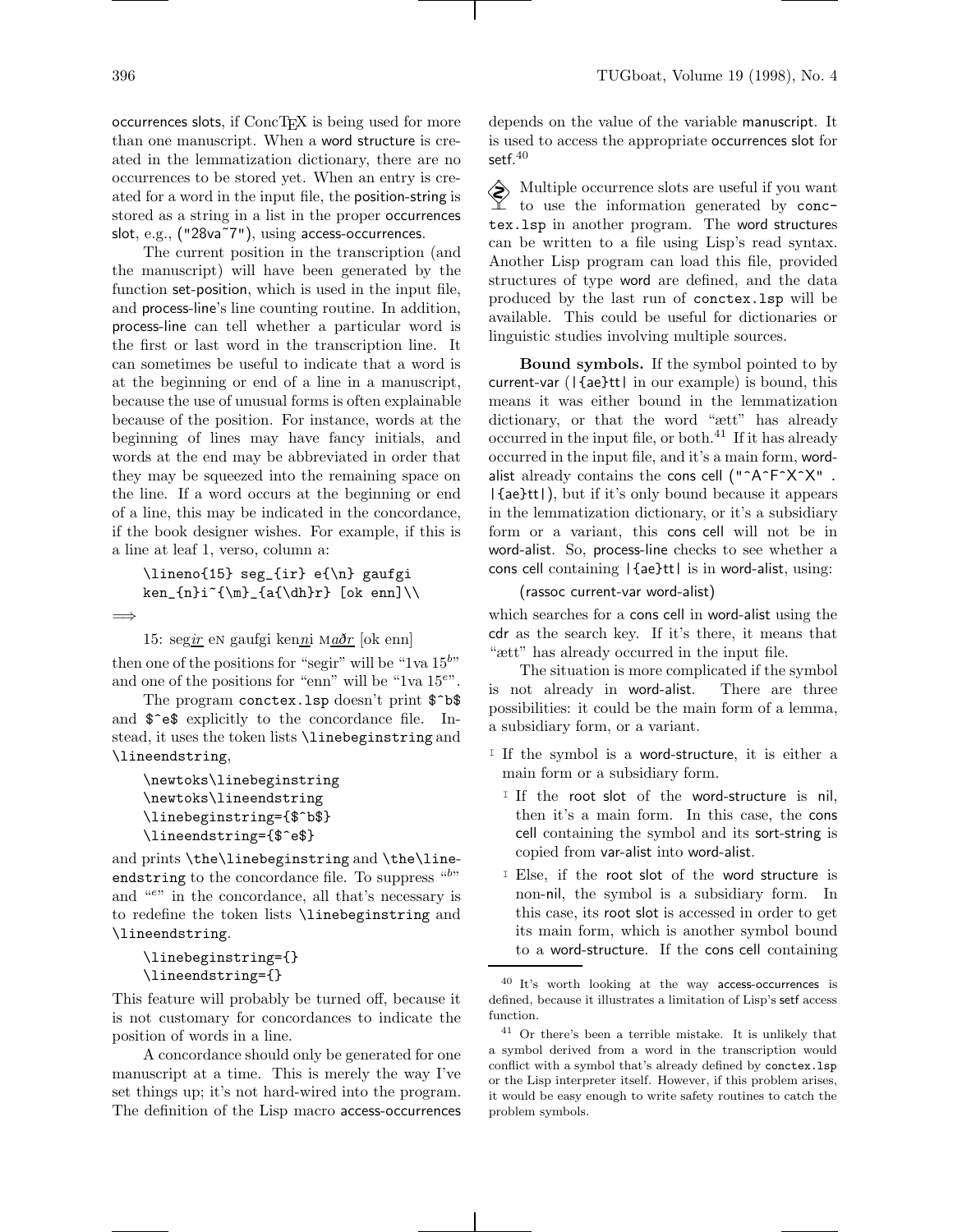occurrences slots, if ConcTEX is being used for more than one manuscript. When a word structure is created in the lemmatization dictionary, there are no occurrences to be stored yet. When an entry is created for a word in the input file, the position-string is stored as a string in a list in the proper occurrences slot, e.g., ("28va~7"), using access-occurrences.

The current position in the transcription (and the manuscript) will have been generated by the function set-position, which is used in the input file, and process-line's line counting routine. In addition, process-line can tell whether a particular word is the first or last word in the transcription line. It can sometimes be useful to indicate that a word is at the beginning or end of a line in a manuscript, because the use of unusual forms is often explainable because of the position. For instance, words at the beginning of lines may have fancy initials, and words at the end may be abbreviated in order that they may be squeezed into the remaining space on the line. If a word occurs at the beginning or end of a line, this may be indicated in the concordance, if the book designer wishes. For example, if this is a line at leaf 1, verso, column a:

```
\lineno{15} seg_{ir} e{\n} gaufgi
ken_{n}i~{\m}_{a{\dh}r} [ok enn]\\
```

⟹

15: seg*ir* eɴ gaufgi ken*n*i ᴍ*aðr* [ok enn]

then one of the positions for "segir" will be "1va $15^b$" and one of the positions for "enn" will be "1va $15^e$".

The program conctex.lsp doesn't print `$^b$` and `$^e$` explicitly to the concordance file. Instead, it uses the token lists `\linebeginstring` and `\lineendstring`,

```
\newtoks\linebeginstring
\newtoks\lineendstring
\linebeginstring={$^b$}
\lineendstring={$^e$}
```

and prints `\the\linebeginstring` and `\the\lineendstring` to the concordance file. To suppress "$^b$" and "$^e$" in the concordance, all that's necessary is to redefine the token lists `\linebeginstring` and `\lineendstring`.

```
\linebeginstring={}
\lineendstring={}
```

This feature will probably be turned off, because it is not customary for concordances to indicate the position of words in a line.

A concordance should only be generated for one manuscript at a time. This is merely the way I've set things up; it's not hard-wired into the program. The definition of the Lisp macro access-occurrences depends on the value of the variable manuscript. It is used to access the appropriate occurrences slot for setf.[40]

Multiple occurrence slots are useful if you want to use the information generated by conctex.lsp in another program. The word structures can be written to a file using Lisp's read syntax. Another Lisp program can load this file, provided structures of type word are defined, and the data produced by the last run of conctex.lsp will be available. This could be useful for dictionaries or linguistic studies involving multiple sources.

**Bound symbols.** If the symbol pointed to by current-var (|{ae}tt| in our example) is bound, this means it was either bound in the lemmatization dictionary, or that the word "ætt" has already occurred in the input file, or both.[41] If it has already occurred in the input file, and it's a main form, word-alist already contains the cons cell ("^A^F^X^X" . |{ae}tt|), but if it's only bound because it appears in the lemmatization dictionary, or it's a subsidiary form or a variant, this cons cell will not be in word-alist. So, process-line checks to see whether a cons cell containing |{ae}tt| is in word-alist, using:

```
(rassoc current-var word-alist)
```

which searches for a cons cell in word-alist using the cdr as the search key. If it's there, it means that "ætt" has already occurred in the input file.

The situation is more complicated if the symbol is not already in word-alist. There are three possibilities: it could be the main form of a lemma, a subsidiary form, or a variant.

- If the symbol is a word-structure, it is either a main form or a subsidiary form.
  - If the root slot of the word-structure is nil, then it's a main form. In this case, the cons cell containing the symbol and its sort-string is copied from var-alist into word-alist.
  - Else, if the root slot of the word structure is non-nil, the symbol is a subsidiary form. In this case, its root slot is accessed in order to get its main form, which is another symbol bound to a word-structure. If the cons cell containing

---

[40] It's worth looking at the way access-occurrences is defined, because it illustrates a limitation of Lisp's setf access function.

[41] Or there's been a terrible mistake. It is unlikely that a symbol derived from a word in the transcription would conflict with a symbol that's already defined by conctex.lsp or the Lisp interpreter itself. However, if this problem arises, it would be easy enough to write safety routines to catch the problem symbols.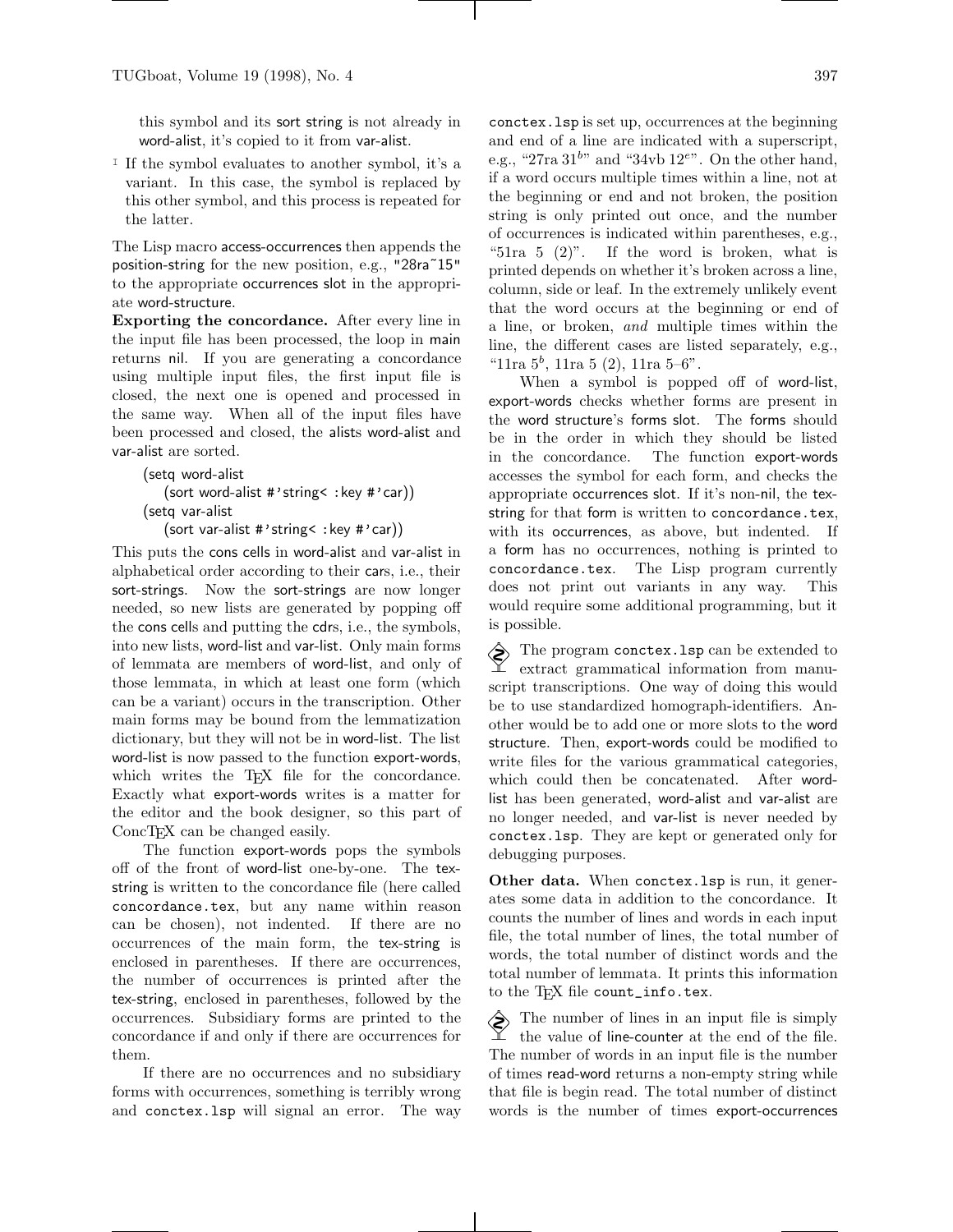this symbol and its sort string is not already in word-alist, it's copied to it from var-alist.

- If the symbol evaluates to another symbol, it's a variant. In this case, the symbol is replaced by this other symbol, and this process is repeated for the latter.

The Lisp macro access-occurrences then appends the position-string for the new position, e.g., "28ra~15" to the appropriate occurrences slot in the appropriate word-structure.

**Exporting the concordance.** After every line in the input file has been processed, the loop in main returns nil. If you are generating a concordance using multiple input files, the first input file is closed, the next one is opened and processed in the same way. When all of the input files have been processed and closed, the alists word-alist and var-alist are sorted.

```
(setq word-alist
   (sort word-alist #'string< :key #'car))
(setq var-alist
   (sort var-alist #'string< :key #'car))
```

This puts the cons cells in word-alist and var-alist in alphabetical order according to their cars, i.e., their sort-strings. Now the sort-strings are now longer needed, so new lists are generated by popping off the cons cells and putting the cdrs, i.e., the symbols, into new lists, word-list and var-list. Only main forms of lemmata are members of word-list, and only of those lemmata, in which at least one form (which can be a variant) occurs in the transcription. Other main forms may be bound from the lemmatization dictionary, but they will not be in word-list. The list word-list is now passed to the function export-words, which writes the TEX file for the concordance. Exactly what export-words writes is a matter for the editor and the book designer, so this part of ConcTEX can be changed easily.

The function export-words pops the symbols off of the front of word-list one-by-one. The tex-string is written to the concordance file (here called `concordance.tex`, but any name within reason can be chosen), not indented. If there are no occurrences of the main form, the tex-string is enclosed in parentheses. If there are occurrences, the number of occurrences is printed after the tex-string, enclosed in parentheses, followed by the occurrences. Subsidiary forms are printed to the concordance if and only if there are occurrences for them.

If there are no occurrences and no subsidiary forms with occurrences, something is terribly wrong and `conctex.lsp` will signal an error. The way `conctex.lsp` is set up, occurrences at the beginning and end of a line are indicated with a superscript, e.g., "27ra $31^b$" and "34vb $12^e$". On the other hand, if a word occurs multiple times within a line, not at the beginning or end and not broken, the position string is only printed out once, and the number of occurrences is indicated within parentheses, e.g., "51ra 5 (2)". If the word is broken, what is printed depends on whether it's broken across a line, column, side or leaf. In the extremely unlikely event that the word occurs at the beginning or end of a line, or broken, *and* multiple times within the line, the different cases are listed separately, e.g., "11ra $5^b$, 11ra 5 (2), 11ra 5–6".

When a symbol is popped off of word-list, export-words checks whether forms are present in the word structure's forms slot. The forms should be in the order in which they should be listed in the concordance. The function export-words accesses the symbol for each form, and checks the appropriate occurrences slot. If it's non-nil, the tex-string for that form is written to `concordance.tex`, with its occurrences, as above, but indented. If a form has no occurrences, nothing is printed to `concordance.tex`. The Lisp program currently does not print out variants in any way. This would require some additional programming, but it is possible.

The program `conctex.lsp` can be extended to extract grammatical information from manuscript transcriptions. One way of doing this would be to use standardized homograph-identifiers. Another would be to add one or more slots to the word structure. Then, export-words could be modified to write files for the various grammatical categories, which could then be concatenated. After word-list has been generated, word-alist and var-alist are no longer needed, and var-list is never needed by `conctex.lsp`. They are kept or generated only for debugging purposes.

**Other data.** When `conctex.lsp` is run, it generates some data in addition to the concordance. It counts the number of lines and words in each input file, the total number of lines, the total number of words, the total number of distinct words and the total number of lemmata. It prints this information to the TEX file `count_info.tex`.

The number of lines in an input file is simply the value of line-counter at the end of the file. The number of words in an input file is the number of times read-word returns a non-empty string while that file is begin read. The total number of distinct words is the number of times export-occurrences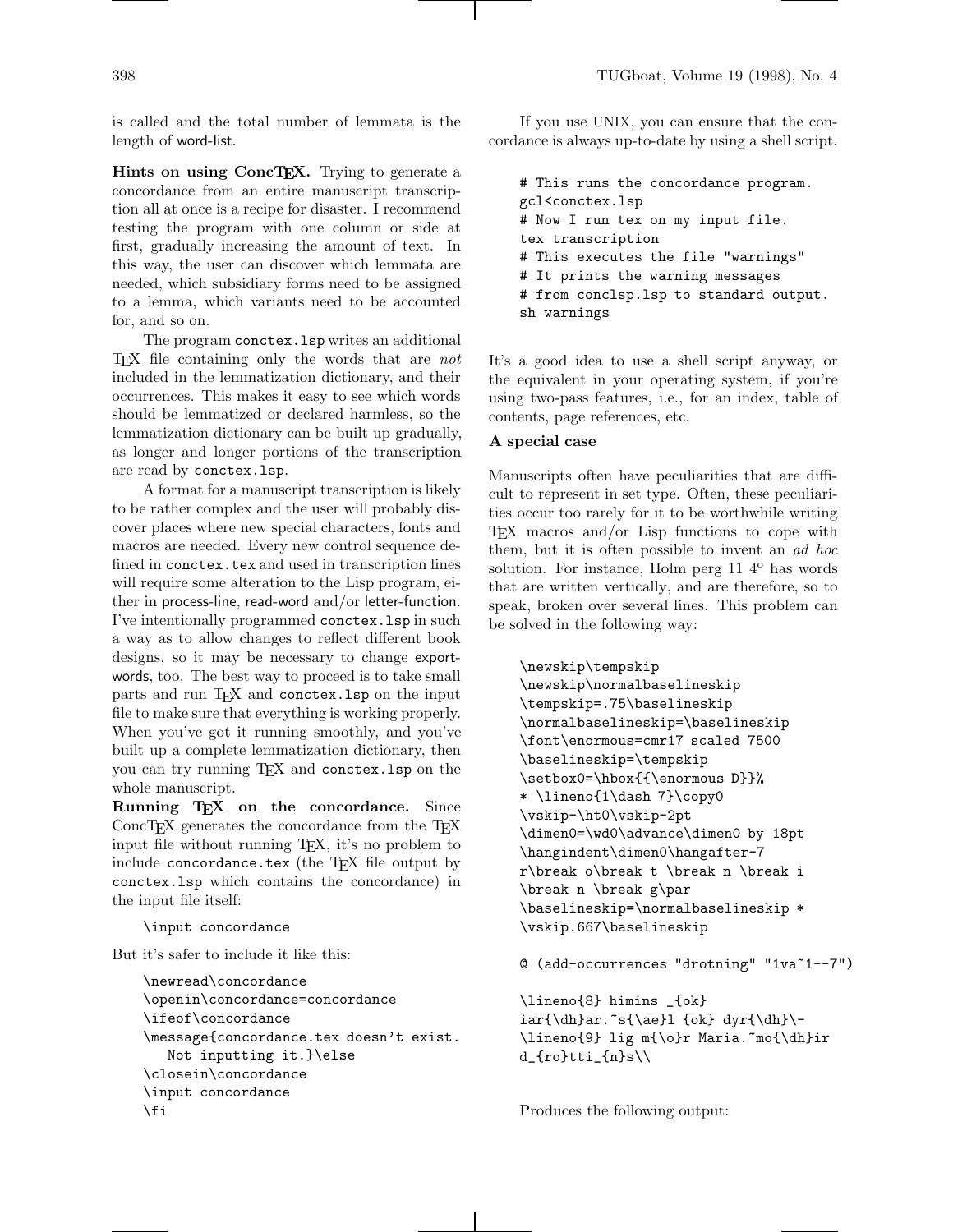is called and the total number of lemmata is the length of word-list.

**Hints on using ConcTEX.** Trying to generate a concordance from an entire manuscript transcription all at once is a recipe for disaster. I recommend testing the program with one column or side at first, gradually increasing the amount of text. In this way, the user can discover which lemmata are needed, which subsidiary forms need to be assigned to a lemma, which variants need to be accounted for, and so on.

The program `conctex.lsp` writes an additional TEX file containing only the words that are *not* included in the lemmatization dictionary, and their occurrences. This makes it easy to see which words should be lemmatized or declared harmless, so the lemmatization dictionary can be built up gradually, as longer and longer portions of the transcription are read by `conctex.lsp`.

A format for a manuscript transcription is likely to be rather complex and the user will probably discover places where new special characters, fonts and macros are needed. Every new control sequence defined in `conctex.tex` and used in transcription lines will require some alteration to the Lisp program, either in process-line, read-word and/or letter-function. I've intentionally programmed `conctex.lsp` in such a way as to allow changes to reflect different book designs, so it may be necessary to change export-words, too. The best way to proceed is to take small parts and run TEX and `conctex.lsp` on the input file to make sure that everything is working properly. When you've got it running smoothly, and you've built up a complete lemmatization dictionary, then you can try running TEX and `conctex.lsp` on the whole manuscript.

**Running TEX on the concordance.** Since ConcTEX generates the concordance from the TEX input file without running TEX, it's no problem to include `concordance.tex` (the TEX file output by `conctex.lsp` which contains the concordance) in the input file itself:

```
\input concordance
```

But it's safer to include it like this:

```
\newread\concordance
\openin\concordance=concordance
\ifeof\concordance
\message{concordance.tex doesn't exist.
   Not inputting it.}\else
\closein\concordance
\input concordance
\fi
```

If you use UNIX, you can ensure that the concordance is always up-to-date by using a shell script.

```
# This runs the concordance program.
gcl<conctex.lsp
# Now I run tex on my input file.
tex transcription
# This executes the file "warnings"
# It prints the warning messages
# from conclsp.lsp to standard output.
sh warnings
```

It's a good idea to use a shell script anyway, or the equivalent in your operating system, if you're using two-pass features, i.e., for an index, table of contents, page references, etc.

**A special case**

Manuscripts often have peculiarities that are difficult to represent in set type. Often, these peculiarities occur too rarely for it to be worthwhile writing TEX macros and/or Lisp functions to cope with them, but it is often possible to invent an *ad hoc* solution. For instance, Holm perg 11 4º has words that are written vertically, and are therefore, so to speak, broken over several lines. This problem can be solved in the following way:

```
\newskip\tempskip
\newskip\normalbaselineskip
\tempskip=.75\baselineskip
\normalbaselineskip=\baselineskip
\font\enormous=cmr17 scaled 7500
\baselineskip=\tempskip
\setbox0=\hbox{{\enormous D}}%
* \lineno{1\dash 7}\copy0
\vskip-\ht0\vskip-2pt
\dimen0=\wd0\advance\dimen0 by 18pt
\hangindent\dimen0\hangafter-7
r\break o\break t \break n \break i
\break n \break g\par
\baselineskip=\normalbaselineskip *
\vskip.667\baselineskip

@ (add-occurrences "drotning" "1va~1--7")

\lineno{8} himins _{ok}
iar{\dh}ar.~s{\ae}l {ok} dyr{\dh}\-
\lineno{9} lig m{\o}r Maria.~mo{\dh}ir
d_{ro}tti_{n}s\\
```

Produces the following output: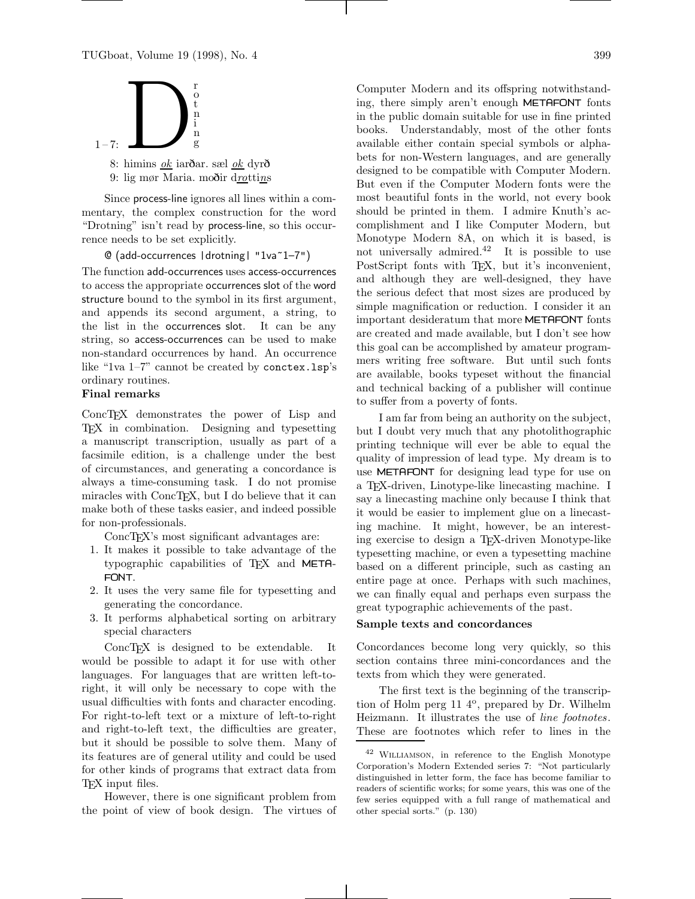1–7: D r o t n i n g

8: himins _ok_ iarðar. sæl _ok_ dyrð

9: lig mør Maria. moðir d*ro*tti*n*s

Since process-line ignores all lines within a commentary, the complex construction for the word "Drotning" isn't read by process-line, so this occurrence needs to be set explicitly.

```
@ (add-occurrences |drotning| "1va~1–7")
```

The function add-occurrences uses access-occurrences to access the appropriate occurrences slot of the word structure bound to the symbol in its first argument, and appends its second argument, a string, to the list in the occurrences slot. It can be any string, so access-occurrences can be used to make non-standard occurrences by hand. An occurrence like "1va 1–7" cannot be created by `conctex.lsp`'s ordinary routines.

**Final remarks**

ConcTEX demonstrates the power of Lisp and TEX in combination. Designing and typesetting a manuscript transcription, usually as part of a facsimile edition, is a challenge under the best of circumstances, and generating a concordance is always a time-consuming task. I do not promise miracles with ConcTEX, but I do believe that it can make both of these tasks easier, and indeed possible for non-professionals.

ConcTEX's most significant advantages are:

1. It makes it possible to take advantage of the typographic capabilities of TEX and METAFONT.
2. It uses the very same file for typesetting and generating the concordance.
3. It performs alphabetical sorting on arbitrary special characters

ConcTEX is designed to be extendable. It would be possible to adapt it for use with other languages. For languages that are written left-to-right, it will only be necessary to cope with the usual difficulties with fonts and character encoding. For right-to-left text or a mixture of left-to-right and right-to-left text, the difficulties are greater, but it should be possible to solve them. Many of its features are of general utility and could be used for other kinds of programs that extract data from TEX input files.

However, there is one significant problem from the point of view of book design. The virtues of Computer Modern and its offspring notwithstanding, there simply aren't enough METAFONT fonts in the public domain suitable for use in fine printed books. Understandably, most of the other fonts available either contain special symbols or alphabets for non-Western languages, and are generally designed to be compatible with Computer Modern. But even if the Computer Modern fonts were the most beautiful fonts in the world, not every book should be printed in them. I admire Knuth's accomplishment and I like Computer Modern, but Monotype Modern 8A, on which it is based, is not universally admired.[42] It is possible to use PostScript fonts with TEX, but it's inconvenient, and although they are well-designed, they have the serious defect that most sizes are produced by simple magnification or reduction. I consider it an important desideratum that more METAFONT fonts are created and made available, but I don't see how this goal can be accomplished by amateur programmers writing free software. But until such fonts are available, books typeset without the financial and technical backing of a publisher will continue to suffer from a poverty of fonts.

I am far from being an authority on the subject, but I doubt very much that any photolithographic printing technique will ever be able to equal the quality of impression of lead type. My dream is to use METAFONT for designing lead type for use on a TEX-driven, Linotype-like linecasting machine. I say a linecasting machine only because I think that it would be easier to implement glue on a linecasting machine. It might, however, be an interesting exercise to design a TEX-driven Monotype-like typesetting machine, or even a typesetting machine based on a different principle, such as casting an entire page at once. Perhaps with such machines, we can finally equal and perhaps even surpass the great typographic achievements of the past.

**Sample texts and concordances**

Concordances become long very quickly, so this section contains three mini-concordances and the texts from which they were generated.

The first text is the beginning of the transcription of Holm perg 11 4º, prepared by Dr. Wilhelm Heizmann. It illustrates the use of *line footnotes*. These are footnotes which refer to lines in the

[42] Williamson, in reference to the English Monotype Corporation's Modern Extended series 7: "Not particularly distinguished in letter form, the face has become familiar to readers of scientific works; for some years, this was one of the few series equipped with a full range of mathematical and other special sorts." (p. 130)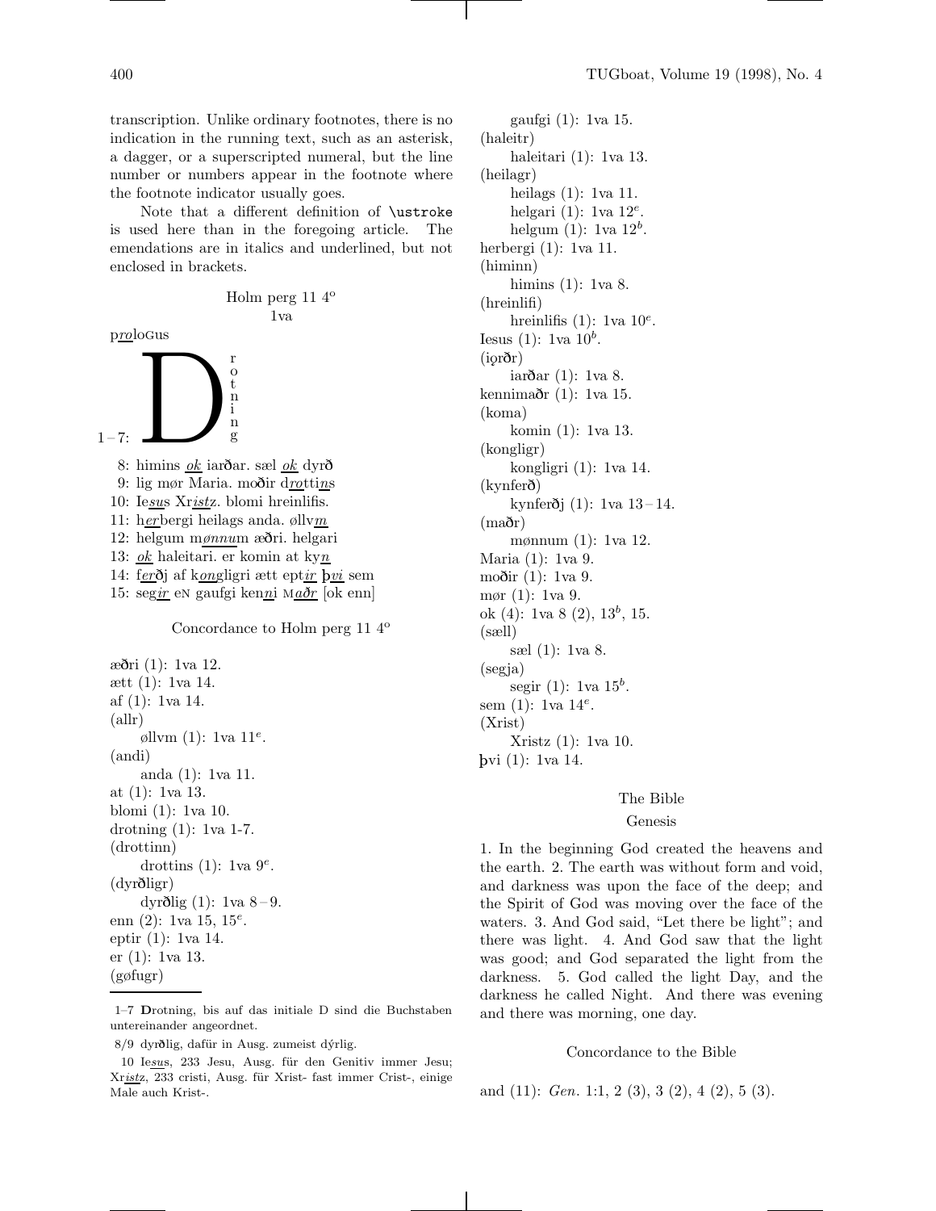transcription. Unlike ordinary footnotes, there is no indication in the running text, such as an asterisk, a dagger, or a superscripted numeral, but the line number or numbers appear in the footnote where the footnote indicator usually goes.

Note that a different definition of `\ustroke` is used here than in the foregoing article. The emendations are in italics and underlined, but not enclosed in brackets.

Holm perg 11 4°
1va

p*ro*loGus

1–7: D r o t n i n g

8: himins *ok* iarðar. sæl *ok* dyrð
9: lig mør Maria. moðir d*ro*tti*n*s
10: Ie*su*s Xr*ist*z. blomi hreinlifis.
11: h*er*bergi heilags anda. øllv*m*
12: helgum m*ønnu*m æðri. helgari
13: *ok* haleitari. er komin at ky*n*
14: f*er*ðj af k*on*gligri ætt ept*ir* þ*vi* sem
15: seg*ir* eN gaufgi ken*n*i M*aðr* [ok enn]

Concordance to Holm perg 11 4°

æðri (1): 1va 12.
ætt (1): 1va 14.
af (1): 1va 14.
(allr)
  øllvm (1): 1va 11$^{e}$.
(andi)
  anda (1): 1va 11.
at (1): 1va 13.
blomi (1): 1va 10.
drotning (1): 1va 1-7.
(drottinn)
  drottins (1): 1va 9$^{e}$.
(dyrðligr)
  dyrðlig (1): 1va 8–9.
enn (2): 1va 15, 15$^{e}$.
eptir (1): 1va 14.
er (1): 1va 13.
(gøfugr)
  gaufgi (1): 1va 15.
(haleitr)
  haleitari (1): 1va 13.
(heilagr)
  heilags (1): 1va 11.
  helgari (1): 1va 12$^{e}$.
  helgum (1): 1va 12$^{b}$.
herbergi (1): 1va 11.
(himinn)
  himins (1): 1va 8.
(hreinlifi)
  hreinlifis (1): 1va 10$^{e}$.
Iesus (1): 1va 10$^{b}$.
(iǫrðr)
  iarðar (1): 1va 8.
kennimaðr (1): 1va 15.
(koma)
  komin (1): 1va 13.
(kongligr)
  kongligri (1): 1va 14.
(kynferð)
  kynferðj (1): 1va 13–14.
(maðr)
  mønnum (1): 1va 12.
Maria (1): 1va 9.
moðir (1): 1va 9.
mør (1): 1va 9.
ok (4): 1va 8 (2), 13$^{b}$, 15.
(sæll)
  sæl (1): 1va 8.
(segja)
  segir (1): 1va 15$^{b}$.
sem (1): 1va 14$^{e}$.
(Xrist)
  Xristz (1): 1va 10.
þvi (1): 1va 14.

1–7 **D**rotning, bis auf das initiale D sind die Buchstaben untereinander angeordnet.

8/9 dyrðlig, dafür in Ausg. zumeist dýrlig.

10 Ie*su*s, 233 Jesu, Ausg. für den Genitiv immer Jesu; Xr*ist*z, 233 cristi, Ausg. für Xrist- fast immer Crist-, einige Male auch Krist-.

The Bible

Genesis

1. In the beginning God created the heavens and the earth. 2. The earth was without form and void, and darkness was upon the face of the deep; and the Spirit of God was moving over the face of the waters. 3. And God said, "Let there be light"; and there was light. 4. And God saw that the light was good; and God separated the light from the darkness. 5. God called the light Day, and the darkness he called Night. And there was evening and there was morning, one day.

Concordance to the Bible

and (11): *Gen.* 1:1, 2 (3), 3 (2), 4 (2), 5 (3).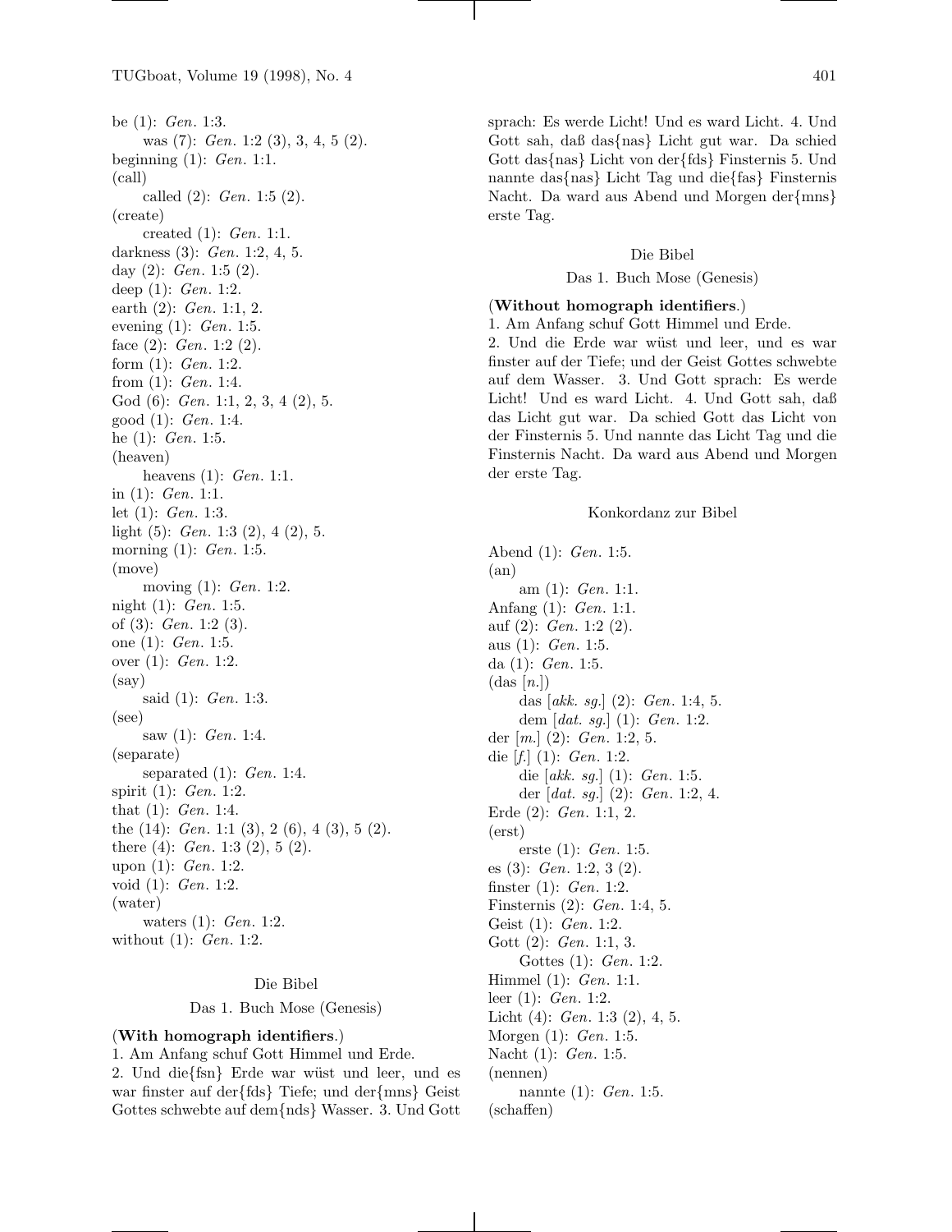be (1): *Gen.* 1:3.
  was (7): *Gen.* 1:2 (3), 3, 4, 5 (2).
beginning (1): *Gen.* 1:1.
(call)
  called (2): *Gen.* 1:5 (2).
(create)
  created (1): *Gen.* 1:1.
darkness (3): *Gen.* 1:2, 4, 5.
day (2): *Gen.* 1:5 (2).
deep (1): *Gen.* 1:2.
earth (2): *Gen.* 1:1, 2.
evening (1): *Gen.* 1:5.
face (2): *Gen.* 1:2 (2).
form (1): *Gen.* 1:2.
from (1): *Gen.* 1:4.
God (6): *Gen.* 1:1, 2, 3, 4 (2), 5.
good (1): *Gen.* 1:4.
he (1): *Gen.* 1:5.
(heaven)
  heavens (1): *Gen.* 1:1.
in (1): *Gen.* 1:1.
let (1): *Gen.* 1:3.
light (5): *Gen.* 1:3 (2), 4 (2), 5.
morning (1): *Gen.* 1:5.
(move)
  moving (1): *Gen.* 1:2.
night (1): *Gen.* 1:5.
of (3): *Gen.* 1:2 (3).
one (1): *Gen.* 1:5.
over (1): *Gen.* 1:2.
(say)
  said (1): *Gen.* 1:3.
(see)
  saw (1): *Gen.* 1:4.
(separate)
  separated (1): *Gen.* 1:4.
spirit (1): *Gen.* 1:2.
that (1): *Gen.* 1:4.
the (14): *Gen.* 1:1 (3), 2 (6), 4 (3), 5 (2).
there (4): *Gen.* 1:3 (2), 5 (2).
upon (1): *Gen.* 1:2.
void (1): *Gen.* 1:2.
(water)
  waters (1): *Gen.* 1:2.
without (1): *Gen.* 1:2.

Die Bibel

Das 1. Buch Mose (Genesis)

(**With homograph identifiers**.)
1. Am Anfang schuf Gott Himmel und Erde.
2. Und die{fsn} Erde war wüst und leer, und es war finster auf der{fds} Tiefe; und der{mns} Geist Gottes schwebte auf dem{nds} Wasser. 3. Und Gott sprach: Es werde Licht! Und es ward Licht. 4. Und Gott sah, daß das{nas} Licht gut war. Da schied Gott das{nas} Licht von der{fds} Finsternis 5. Und nannte das{nas} Licht Tag und die{fas} Finsternis Nacht. Da ward aus Abend und Morgen der{mns} erste Tag.

Die Bibel

Das 1. Buch Mose (Genesis)

(**Without homograph identifiers**.)
1. Am Anfang schuf Gott Himmel und Erde.
2. Und die Erde war wüst und leer, und es war finster auf der Tiefe; und der Geist Gottes schwebte auf dem Wasser. 3. Und Gott sprach: Es werde Licht! Und es ward Licht. 4. Und Gott sah, daß das Licht gut war. Da schied Gott das Licht von der Finsternis 5. Und nannte das Licht Tag und die Finsternis Nacht. Da ward aus Abend und Morgen der erste Tag.

Konkordanz zur Bibel

Abend (1): *Gen.* 1:5.
(an)
  am (1): *Gen.* 1:1.
Anfang (1): *Gen.* 1:1.
auf (2): *Gen.* 1:2 (2).
aus (1): *Gen.* 1:5.
da (1): *Gen.* 1:5.
(das [*n.*])
  das [*akk. sg.*] (2): *Gen.* 1:4, 5.
  dem [*dat. sg.*] (1): *Gen.* 1:2.
der [*m.*] (2): *Gen.* 1:2, 5.
die [*f.*] (1): *Gen.* 1:2.
  die [*akk. sg.*] (1): *Gen.* 1:5.
  der [*dat. sg.*] (2): *Gen.* 1:2, 4.
Erde (2): *Gen.* 1:1, 2.
(erst)
  erste (1): *Gen.* 1:5.
es (3): *Gen.* 1:2, 3 (2).
finster (1): *Gen.* 1:2.
Finsternis (2): *Gen.* 1:4, 5.
Geist (1): *Gen.* 1:2.
Gott (2): *Gen.* 1:1, 3.
  Gottes (1): *Gen.* 1:2.
Himmel (1): *Gen.* 1:1.
leer (1): *Gen.* 1:2.
Licht (4): *Gen.* 1:3 (2), 4, 5.
Morgen (1): *Gen.* 1:5.
Nacht (1): *Gen.* 1:5.
(nennen)
  nannte (1): *Gen.* 1:5.
(schaffen)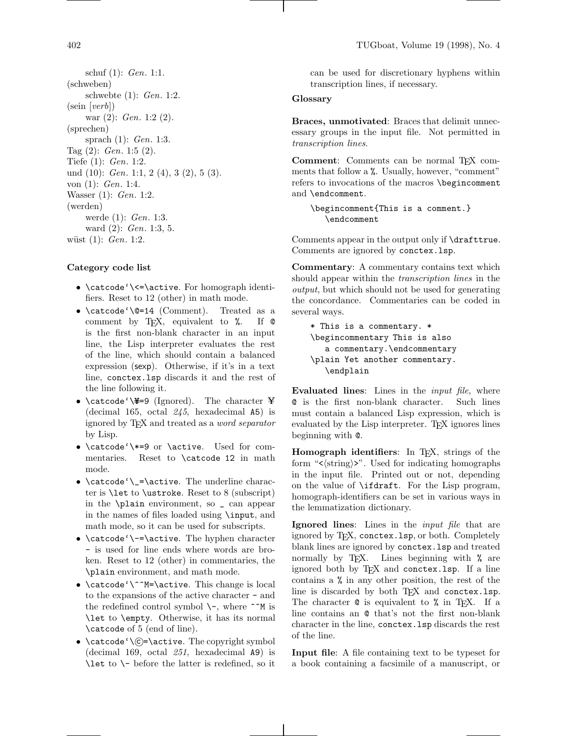schuf (1): *Gen.* 1:1.
(schweben)
  schwebte (1): *Gen.* 1:2.
(sein [*verb*])
  war (2): *Gen.* 1:2 (2).
(sprechen)
  sprach (1): *Gen.* 1:3.
Tag (2): *Gen.* 1:5 (2).
Tiefe (1): *Gen.* 1:2.
und (10): *Gen.* 1:1, 2 (4), 3 (2), 5 (3).
von (1): *Gen.* 1:4.
Wasser (1): *Gen.* 1:2.
(werden)
  werde (1): *Gen.* 1:3.
  ward (2): *Gen.* 1:3, 5.
wüst (1): *Gen.* 1:2.

**Category code list**

- `\catcode`\<=\active`. For homograph identifiers. Reset to 12 (other) in math mode.
- `\catcode`\@=14` (Comment). Treated as a comment by TeX, equivalent to `%`. If `@` is the first non-blank character in an input line, the Lisp interpreter evaluates the rest of the line, which should contain a balanced expression (sexp). Otherwise, if it's in a text line, `conctex.lsp` discards it and the rest of the line following it.
- `\catcode`\¥=9` (Ignored). The character `¥` (decimal 165, octal *245*, hexadecimal `A5`) is ignored by TeX and treated as a *word separator* by Lisp.
- `\catcode`\*=9` or `\active`. Used for commentaries. Reset to `\catcode 12` in math mode.
- `\catcode`\_=\active`. The underline character is `\let` to `\ustroke`. Reset to 8 (subscript) in the `\plain` environment, so `_` can appear in the names of files loaded using `\input`, and math mode, so it can be used for subscripts.
- `\catcode`\-=\active`. The hyphen character `-` is used for line ends where words are broken. Reset to 12 (other) in commentaries, the `\plain` environment, and math mode.
- `\catcode`\^^M=\active`. This change is local to the expansions of the active character `-` and the redefined control symbol `\-`, where `^^M` is `\let` to `\empty`. Otherwise, it has its normal `\catcode` of 5 (end of line).
- `\catcode`\©=\active`. The copyright symbol (decimal 169, octal *251*, hexadecimal `A9`) is `\let` to `\-` before the latter is redefined, so it can be used for discretionary hyphens within transcription lines, if necessary.

**Glossary**

**Braces, unmotivated**: Braces that delimit unnecessary groups in the input file. Not permitted in *transcription lines*.

**Comment**: Comments can be normal TeX comments that follow a `%`. Usually, however, "comment" refers to invocations of the macros `\begincomment` and `\endcomment`.

```
\begincomment{This is a comment.}
   \endcomment
```

Comments appear in the output only if `\drafttrue`. Comments are ignored by `conctex.lsp`.

**Commentary**: A commentary contains text which should appear within the *transcription lines* in the *output*, but which should not be used for generating the concordance. Commentaries can be coded in several ways.

```
* This is a commentary. *
\begincommentary This is also
   a commentary.\endcommentary
\plain Yet another commentary.
   \endplain
```

**Evaluated lines**: Lines in the *input file*, where `@` is the first non-blank character. Such lines must contain a balanced Lisp expression, which is evaluated by the Lisp interpreter. TeX ignores lines beginning with `@`.

**Homograph identifiers**: In TeX, strings of the form "`<`⟨string⟩`>`". Used for indicating homographs in the input file. Printed out or not, depending on the value of `\ifdraft`. For the Lisp program, homograph-identifiers can be set in various ways in the lemmatization dictionary.

**Ignored lines**: Lines in the *input file* that are ignored by TeX, `conctex.lsp`, or both. Completely blank lines are ignored by `conctex.lsp` and treated normally by TeX. Lines beginning with `%` are ignored both by TeX and `conctex.lsp`. If a line contains a `%` in any other position, the rest of the line is discarded by both TeX and `conctex.lsp`. The character `@` is equivalent to `%` in TeX. If a line contains an `@` that's not the first non-blank character in the line, `conctex.lsp` discards the rest of the line.

**Input file**: A file containing text to be typeset for a book containing a facsimile of a manuscript, or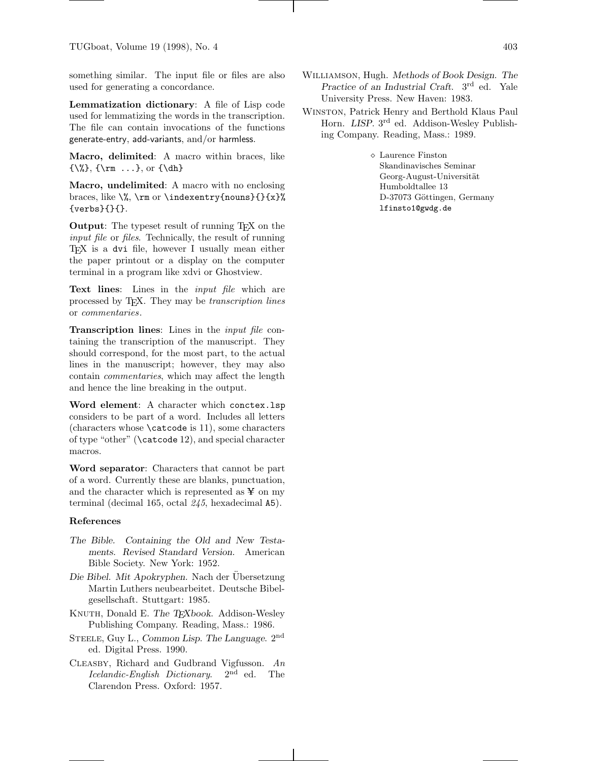something similar. The input file or files are also used for generating a concordance.

**Lemmatization dictionary**: A file of Lisp code used for lemmatizing the words in the transcription. The file can contain invocations of the functions generate-entry, add-variants, and/or harmless.

**Macro, delimited**: A macro within braces, like `{\%}`, `{\rm ...}`, or `{\dh}`

**Macro, undelimited**: A macro with no enclosing braces, like `\%`, `\rm` or `\indexentry{nouns}{}{x}%{verbs}{}{}`.

**Output**: The typeset result of running TeX on the *input file* or *files*. Technically, the result of running TeX is a `dvi` file, however I usually mean either the paper printout or a display on the computer terminal in a program like xdvi or Ghostview.

**Text lines**: Lines in the *input file* which are processed by TeX. They may be *transcription lines* or *commentaries*.

**Transcription lines**: Lines in the *input file* containing the transcription of the manuscript. They should correspond, for the most part, to the actual lines in the manuscript; however, they may also contain *commentaries*, which may affect the length and hence the line breaking in the output.

**Word element**: A character which `conctex.lsp` considers to be part of a word. Includes all letters (characters whose `\catcode` is 11), some characters of type "other" (`\catcode` 12), and special character macros.

**Word separator**: Characters that cannot be part of a word. Currently these are blanks, punctuation, and the character which is represented as ¥ on my terminal (decimal 165, octal *245*, hexadecimal `A5`).

### References

*The Bible. Containing the Old and New Testaments. Revised Standard Version.* American Bible Society. New York: 1952.

*Die Bibel. Mit Apokryphen.* Nach der Übersetzung Martin Luthers neubearbeitet. Deutsche Bibelgesellschaft. Stuttgart: 1985.

Knuth, Donald E. *The TeXbook.* Addison-Wesley Publishing Company. Reading, Mass.: 1986.

Steele, Guy L., *Common Lisp. The Language.* 2nd ed. Digital Press. 1990.

Cleasby, Richard and Gudbrand Vigfusson. *An Icelandic-English Dictionary.* 2nd ed. The Clarendon Press. Oxford: 1957.

Williamson, Hugh. *Methods of Book Design. The Practice of an Industrial Craft.* 3rd ed. Yale University Press. New Haven: 1983.

Winston, Patrick Henry and Berthold Klaus Paul Horn. *LISP.* 3rd ed. Addison-Wesley Publishing Company. Reading, Mass.: 1989.

◇ Laurence Finston
Skandinavisches Seminar
Georg-August-Universität
Humboldtallee 13
D-37073 Göttingen, Germany
lfinsto1@gwdg.de